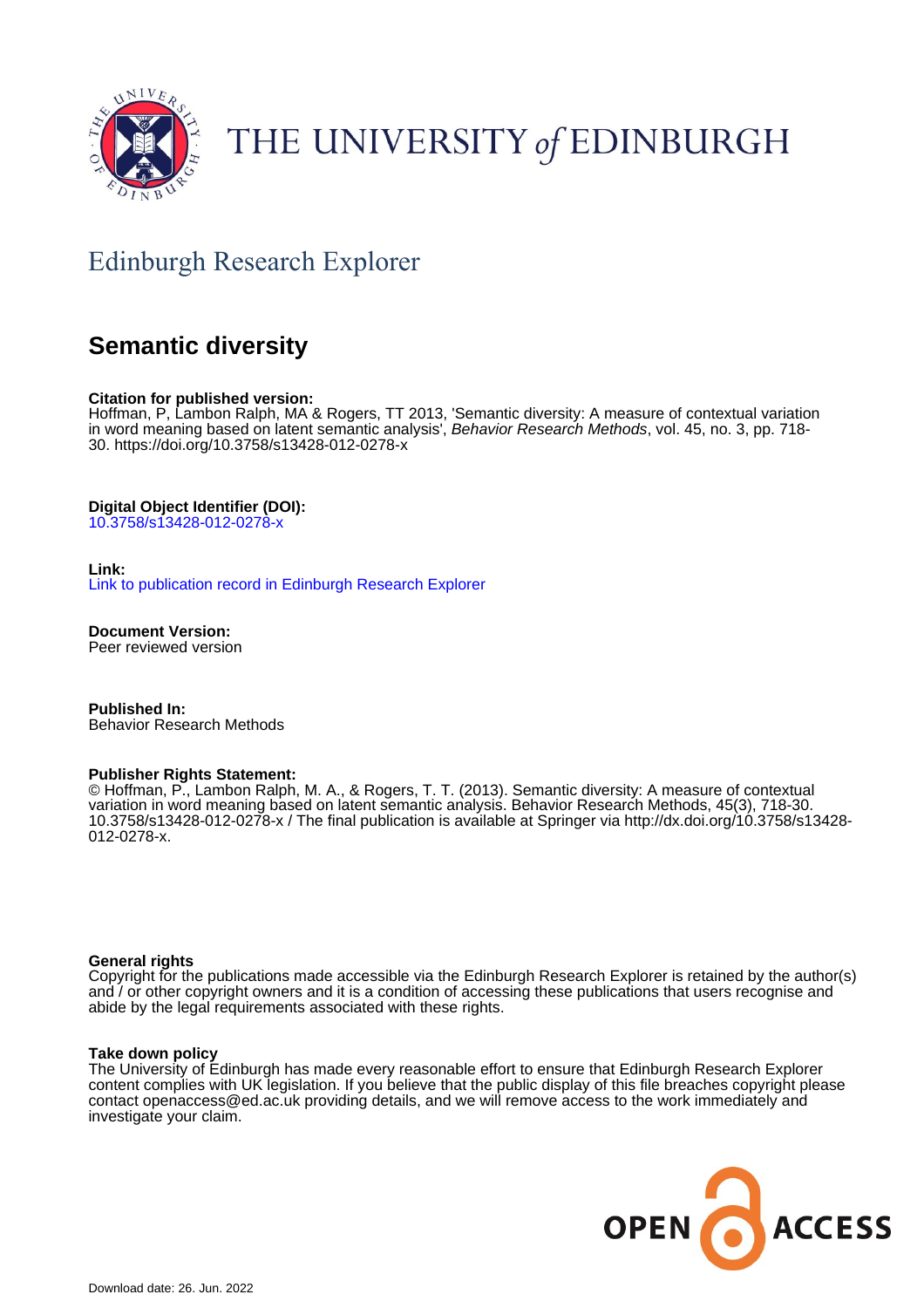THE UNIVERSITY of EDINBURGH

## Edinburgh Research Explorer

# Semantic diversity

**Citation for published version:**
Hoffman, P, Lambon Ralph, MA & Rogers, TT 2013, 'Semantic diversity: A measure of contextual variation in word meaning based on latent semantic analysis', *Behavior Research Methods*, vol. 45, no. 3, pp. 718-30. https://doi.org/10.3758/s13428-012-0278-x

**Digital Object Identifier (DOI):**
10.3758/s13428-012-0278-x

**Link:**
Link to publication record in Edinburgh Research Explorer

**Document Version:**
Peer reviewed version

**Published In:**
Behavior Research Methods

**Publisher Rights Statement:**
© Hoffman, P., Lambon Ralph, M. A., & Rogers, T. T. (2013). Semantic diversity: A measure of contextual variation in word meaning based on latent semantic analysis. Behavior Research Methods, 45(3), 718-30. 10.3758/s13428-012-0278-x / The final publication is available at Springer via http://dx.doi.org/10.3758/s13428-012-0278-x.

**General rights**
Copyright for the publications made accessible via the Edinburgh Research Explorer is retained by the author(s) and / or other copyright owners and it is a condition of accessing these publications that users recognise and abide by the legal requirements associated with these rights.

**Take down policy**
The University of Edinburgh has made every reasonable effort to ensure that Edinburgh Research Explorer content complies with UK legislation. If you believe that the public display of this file breaches copyright please contact openaccess@ed.ac.uk providing details, and we will remove access to the work immediately and investigate your claim.

OPEN ACCESS

Download date: 26. Jun. 2022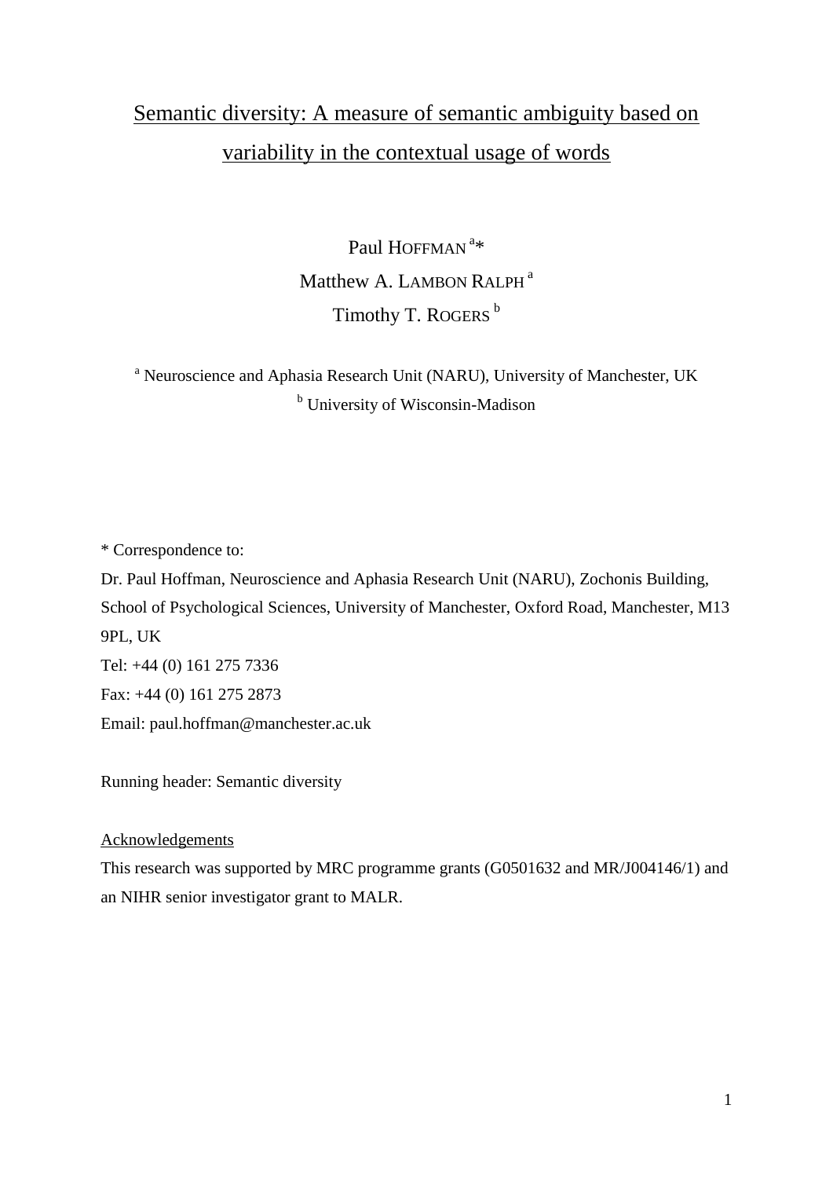# Semantic diversity: A measure of semantic ambiguity based on variability in the contextual usage of words

Paul HOFFMAN [a]*

Matthew A. LAMBON RALPH [a]

Timothy T. ROGERS [b]

[a] Neuroscience and Aphasia Research Unit (NARU), University of Manchester, UK

[b] University of Wisconsin-Madison

* Correspondence to:

Dr. Paul Hoffman, Neuroscience and Aphasia Research Unit (NARU), Zochonis Building, School of Psychological Sciences, University of Manchester, Oxford Road, Manchester, M13 9PL, UK

Tel: +44 (0) 161 275 7336

Fax: +44 (0) 161 275 2873

Email: paul.hoffman@manchester.ac.uk

Running header: Semantic diversity

## Acknowledgements

This research was supported by MRC programme grants (G0501632 and MR/J004146/1) and an NIHR senior investigator grant to MALR.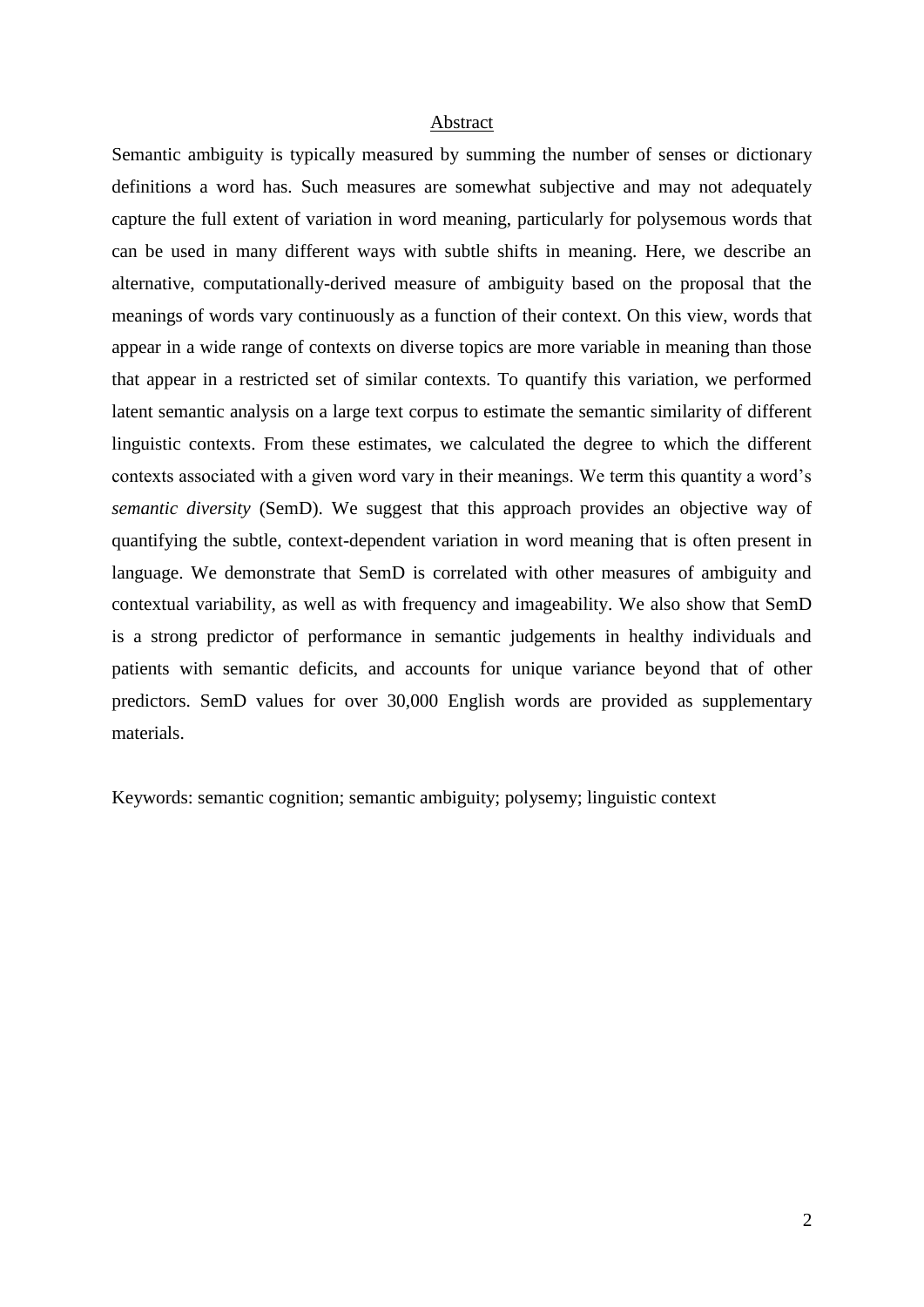## Abstract

Semantic ambiguity is typically measured by summing the number of senses or dictionary definitions a word has. Such measures are somewhat subjective and may not adequately capture the full extent of variation in word meaning, particularly for polysemous words that can be used in many different ways with subtle shifts in meaning. Here, we describe an alternative, computationally-derived measure of ambiguity based on the proposal that the meanings of words vary continuously as a function of their context. On this view, words that appear in a wide range of contexts on diverse topics are more variable in meaning than those that appear in a restricted set of similar contexts. To quantify this variation, we performed latent semantic analysis on a large text corpus to estimate the semantic similarity of different linguistic contexts. From these estimates, we calculated the degree to which the different contexts associated with a given word vary in their meanings. We term this quantity a word's *semantic diversity* (SemD). We suggest that this approach provides an objective way of quantifying the subtle, context-dependent variation in word meaning that is often present in language. We demonstrate that SemD is correlated with other measures of ambiguity and contextual variability, as well as with frequency and imageability. We also show that SemD is a strong predictor of performance in semantic judgements in healthy individuals and patients with semantic deficits, and accounts for unique variance beyond that of other predictors. SemD values for over 30,000 English words are provided as supplementary materials.

Keywords: semantic cognition; semantic ambiguity; polysemy; linguistic context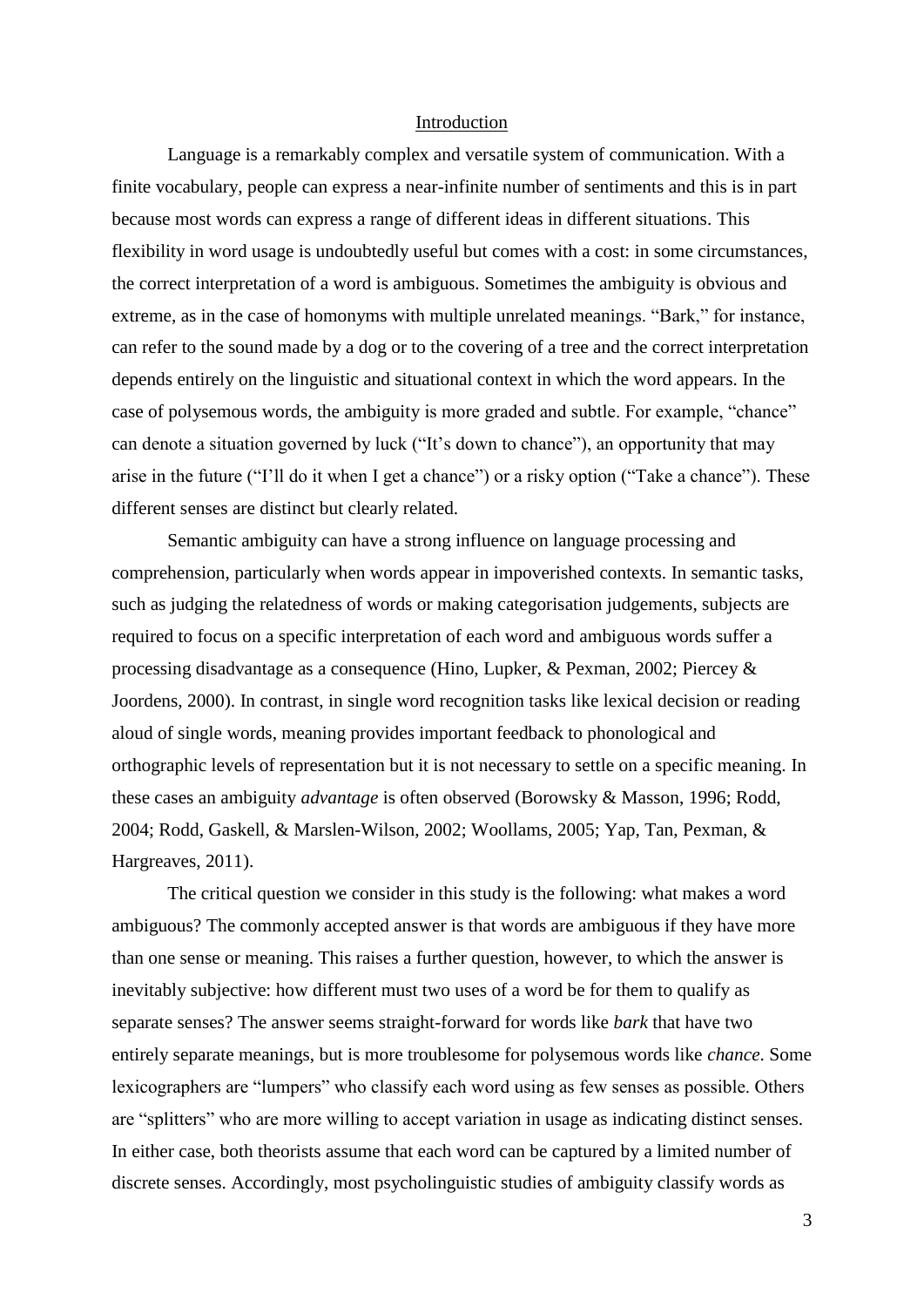## Introduction

Language is a remarkably complex and versatile system of communication. With a finite vocabulary, people can express a near-infinite number of sentiments and this is in part because most words can express a range of different ideas in different situations. This flexibility in word usage is undoubtedly useful but comes with a cost: in some circumstances, the correct interpretation of a word is ambiguous. Sometimes the ambiguity is obvious and extreme, as in the case of homonyms with multiple unrelated meanings. "Bark," for instance, can refer to the sound made by a dog or to the covering of a tree and the correct interpretation depends entirely on the linguistic and situational context in which the word appears. In the case of polysemous words, the ambiguity is more graded and subtle. For example, "chance" can denote a situation governed by luck ("It's down to chance"), an opportunity that may arise in the future ("I'll do it when I get a chance") or a risky option ("Take a chance"). These different senses are distinct but clearly related.

Semantic ambiguity can have a strong influence on language processing and comprehension, particularly when words appear in impoverished contexts. In semantic tasks, such as judging the relatedness of words or making categorisation judgements, subjects are required to focus on a specific interpretation of each word and ambiguous words suffer a processing disadvantage as a consequence (Hino, Lupker, & Pexman, 2002; Piercey & Joordens, 2000). In contrast, in single word recognition tasks like lexical decision or reading aloud of single words, meaning provides important feedback to phonological and orthographic levels of representation but it is not necessary to settle on a specific meaning. In these cases an ambiguity *advantage* is often observed (Borowsky & Masson, 1996; Rodd, 2004; Rodd, Gaskell, & Marslen-Wilson, 2002; Woollams, 2005; Yap, Tan, Pexman, & Hargreaves, 2011).

The critical question we consider in this study is the following: what makes a word ambiguous? The commonly accepted answer is that words are ambiguous if they have more than one sense or meaning. This raises a further question, however, to which the answer is inevitably subjective: how different must two uses of a word be for them to qualify as separate senses? The answer seems straight-forward for words like *bark* that have two entirely separate meanings, but is more troublesome for polysemous words like *chance*. Some lexicographers are "lumpers" who classify each word using as few senses as possible. Others are "splitters" who are more willing to accept variation in usage as indicating distinct senses. In either case, both theorists assume that each word can be captured by a limited number of discrete senses. Accordingly, most psycholinguistic studies of ambiguity classify words as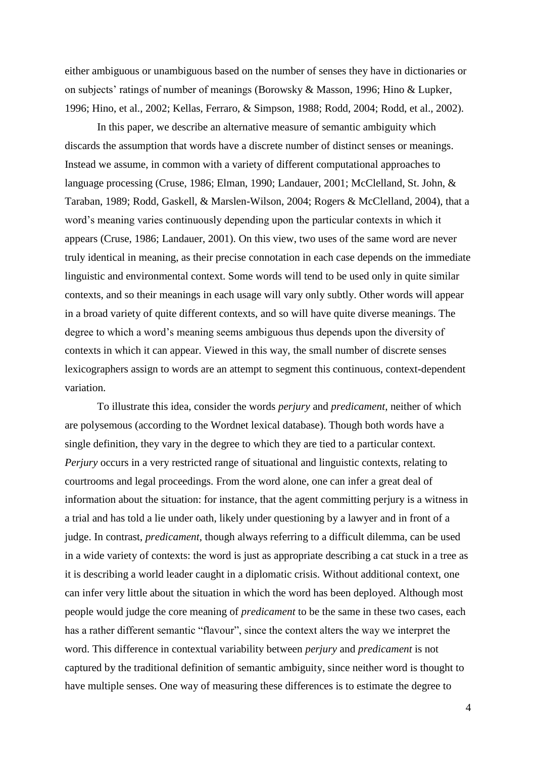either ambiguous or unambiguous based on the number of senses they have in dictionaries or on subjects' ratings of number of meanings (Borowsky & Masson, 1996; Hino & Lupker, 1996; Hino, et al., 2002; Kellas, Ferraro, & Simpson, 1988; Rodd, 2004; Rodd, et al., 2002).

In this paper, we describe an alternative measure of semantic ambiguity which discards the assumption that words have a discrete number of distinct senses or meanings. Instead we assume, in common with a variety of different computational approaches to language processing (Cruse, 1986; Elman, 1990; Landauer, 2001; McClelland, St. John, & Taraban, 1989; Rodd, Gaskell, & Marslen-Wilson, 2004; Rogers & McClelland, 2004), that a word's meaning varies continuously depending upon the particular contexts in which it appears (Cruse, 1986; Landauer, 2001). On this view, two uses of the same word are never truly identical in meaning, as their precise connotation in each case depends on the immediate linguistic and environmental context. Some words will tend to be used only in quite similar contexts, and so their meanings in each usage will vary only subtly. Other words will appear in a broad variety of quite different contexts, and so will have quite diverse meanings. The degree to which a word's meaning seems ambiguous thus depends upon the diversity of contexts in which it can appear. Viewed in this way, the small number of discrete senses lexicographers assign to words are an attempt to segment this continuous, context-dependent variation.

To illustrate this idea, consider the words *perjury* and *predicament*, neither of which are polysemous (according to the Wordnet lexical database). Though both words have a single definition, they vary in the degree to which they are tied to a particular context. *Perjury* occurs in a very restricted range of situational and linguistic contexts, relating to courtrooms and legal proceedings. From the word alone, one can infer a great deal of information about the situation: for instance, that the agent committing perjury is a witness in a trial and has told a lie under oath, likely under questioning by a lawyer and in front of a judge. In contrast, *predicament*, though always referring to a difficult dilemma, can be used in a wide variety of contexts: the word is just as appropriate describing a cat stuck in a tree as it is describing a world leader caught in a diplomatic crisis. Without additional context, one can infer very little about the situation in which the word has been deployed. Although most people would judge the core meaning of *predicament* to be the same in these two cases, each has a rather different semantic "flavour", since the context alters the way we interpret the word. This difference in contextual variability between *perjury* and *predicament* is not captured by the traditional definition of semantic ambiguity, since neither word is thought to have multiple senses. One way of measuring these differences is to estimate the degree to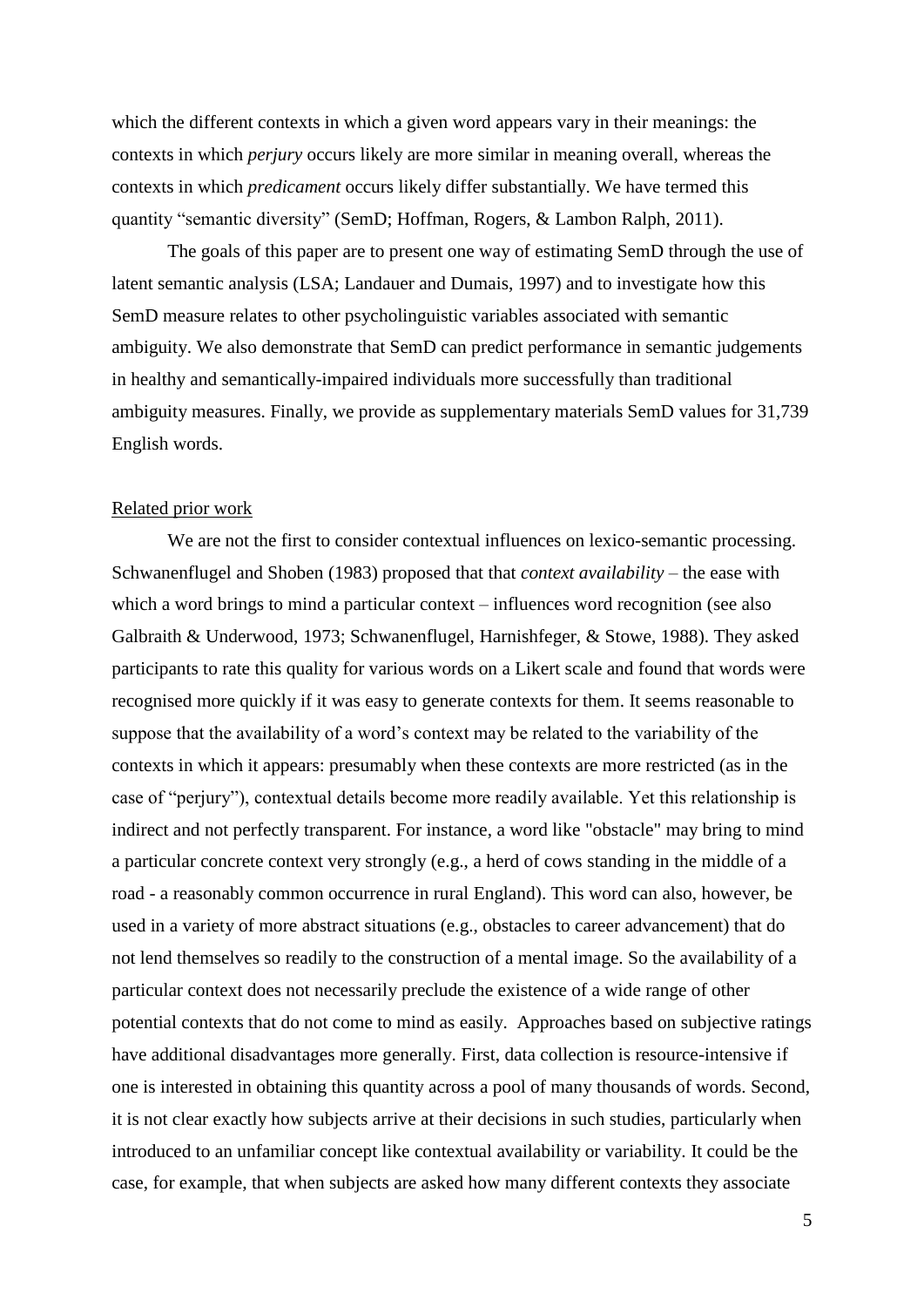which the different contexts in which a given word appears vary in their meanings: the contexts in which *perjury* occurs likely are more similar in meaning overall, whereas the contexts in which *predicament* occurs likely differ substantially. We have termed this quantity "semantic diversity" (SemD; Hoffman, Rogers, & Lambon Ralph, 2011).

The goals of this paper are to present one way of estimating SemD through the use of latent semantic analysis (LSA; Landauer and Dumais, 1997) and to investigate how this SemD measure relates to other psycholinguistic variables associated with semantic ambiguity. We also demonstrate that SemD can predict performance in semantic judgements in healthy and semantically-impaired individuals more successfully than traditional ambiguity measures. Finally, we provide as supplementary materials SemD values for 31,739 English words.

## Related prior work

We are not the first to consider contextual influences on lexico-semantic processing. Schwanenflugel and Shoben (1983) proposed that that *context availability* – the ease with which a word brings to mind a particular context – influences word recognition (see also Galbraith & Underwood, 1973; Schwanenflugel, Harnishfeger, & Stowe, 1988). They asked participants to rate this quality for various words on a Likert scale and found that words were recognised more quickly if it was easy to generate contexts for them. It seems reasonable to suppose that the availability of a word's context may be related to the variability of the contexts in which it appears: presumably when these contexts are more restricted (as in the case of "perjury"), contextual details become more readily available. Yet this relationship is indirect and not perfectly transparent. For instance, a word like "obstacle" may bring to mind a particular concrete context very strongly (e.g., a herd of cows standing in the middle of a road - a reasonably common occurrence in rural England). This word can also, however, be used in a variety of more abstract situations (e.g., obstacles to career advancement) that do not lend themselves so readily to the construction of a mental image. So the availability of a particular context does not necessarily preclude the existence of a wide range of other potential contexts that do not come to mind as easily. Approaches based on subjective ratings have additional disadvantages more generally. First, data collection is resource-intensive if one is interested in obtaining this quantity across a pool of many thousands of words. Second, it is not clear exactly how subjects arrive at their decisions in such studies, particularly when introduced to an unfamiliar concept like contextual availability or variability. It could be the case, for example, that when subjects are asked how many different contexts they associate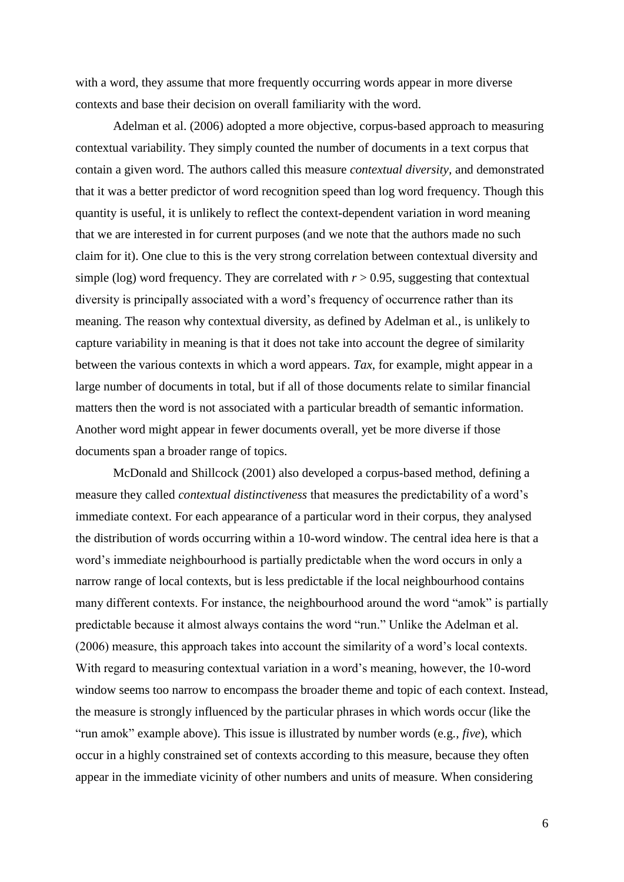with a word, they assume that more frequently occurring words appear in more diverse contexts and base their decision on overall familiarity with the word.

Adelman et al. (2006) adopted a more objective, corpus-based approach to measuring contextual variability. They simply counted the number of documents in a text corpus that contain a given word. The authors called this measure *contextual diversity*, and demonstrated that it was a better predictor of word recognition speed than log word frequency. Though this quantity is useful, it is unlikely to reflect the context-dependent variation in word meaning that we are interested in for current purposes (and we note that the authors made no such claim for it). One clue to this is the very strong correlation between contextual diversity and simple (log) word frequency. They are correlated with $r > 0.95$, suggesting that contextual diversity is principally associated with a word's frequency of occurrence rather than its meaning. The reason why contextual diversity, as defined by Adelman et al., is unlikely to capture variability in meaning is that it does not take into account the degree of similarity between the various contexts in which a word appears. *Tax*, for example, might appear in a large number of documents in total, but if all of those documents relate to similar financial matters then the word is not associated with a particular breadth of semantic information. Another word might appear in fewer documents overall, yet be more diverse if those documents span a broader range of topics.

McDonald and Shillcock (2001) also developed a corpus-based method, defining a measure they called *contextual distinctiveness* that measures the predictability of a word's immediate context. For each appearance of a particular word in their corpus, they analysed the distribution of words occurring within a 10-word window. The central idea here is that a word's immediate neighbourhood is partially predictable when the word occurs in only a narrow range of local contexts, but is less predictable if the local neighbourhood contains many different contexts. For instance, the neighbourhood around the word "amok" is partially predictable because it almost always contains the word "run." Unlike the Adelman et al. (2006) measure, this approach takes into account the similarity of a word's local contexts. With regard to measuring contextual variation in a word's meaning, however, the 10-word window seems too narrow to encompass the broader theme and topic of each context. Instead, the measure is strongly influenced by the particular phrases in which words occur (like the "run amok" example above). This issue is illustrated by number words (e.g., *five*), which occur in a highly constrained set of contexts according to this measure, because they often appear in the immediate vicinity of other numbers and units of measure. When considering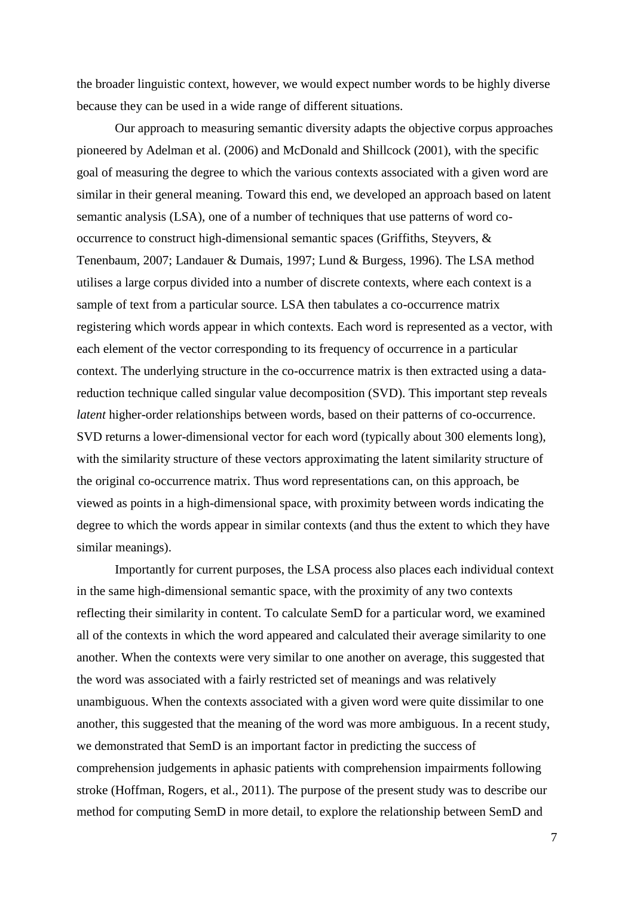the broader linguistic context, however, we would expect number words to be highly diverse because they can be used in a wide range of different situations.

Our approach to measuring semantic diversity adapts the objective corpus approaches pioneered by Adelman et al. (2006) and McDonald and Shillcock (2001), with the specific goal of measuring the degree to which the various contexts associated with a given word are similar in their general meaning. Toward this end, we developed an approach based on latent semantic analysis (LSA), one of a number of techniques that use patterns of word co-occurrence to construct high-dimensional semantic spaces (Griffiths, Steyvers, & Tenenbaum, 2007; Landauer & Dumais, 1997; Lund & Burgess, 1996). The LSA method utilises a large corpus divided into a number of discrete contexts, where each context is a sample of text from a particular source. LSA then tabulates a co-occurrence matrix registering which words appear in which contexts. Each word is represented as a vector, with each element of the vector corresponding to its frequency of occurrence in a particular context. The underlying structure in the co-occurrence matrix is then extracted using a data-reduction technique called singular value decomposition (SVD). This important step reveals *latent* higher-order relationships between words, based on their patterns of co-occurrence. SVD returns a lower-dimensional vector for each word (typically about 300 elements long), with the similarity structure of these vectors approximating the latent similarity structure of the original co-occurrence matrix. Thus word representations can, on this approach, be viewed as points in a high-dimensional space, with proximity between words indicating the degree to which the words appear in similar contexts (and thus the extent to which they have similar meanings).

Importantly for current purposes, the LSA process also places each individual context in the same high-dimensional semantic space, with the proximity of any two contexts reflecting their similarity in content. To calculate SemD for a particular word, we examined all of the contexts in which the word appeared and calculated their average similarity to one another. When the contexts were very similar to one another on average, this suggested that the word was associated with a fairly restricted set of meanings and was relatively unambiguous. When the contexts associated with a given word were quite dissimilar to one another, this suggested that the meaning of the word was more ambiguous. In a recent study, we demonstrated that SemD is an important factor in predicting the success of comprehension judgements in aphasic patients with comprehension impairments following stroke (Hoffman, Rogers, et al., 2011). The purpose of the present study was to describe our method for computing SemD in more detail, to explore the relationship between SemD and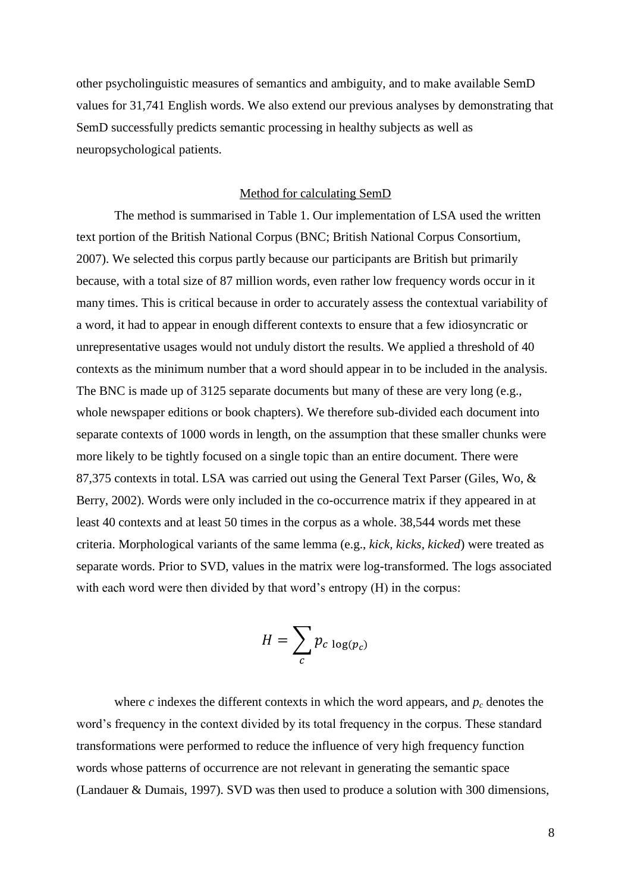other psycholinguistic measures of semantics and ambiguity, and to make available SemD values for 31,741 English words. We also extend our previous analyses by demonstrating that SemD successfully predicts semantic processing in healthy subjects as well as neuropsychological patients.

## Method for calculating SemD

The method is summarised in Table 1. Our implementation of LSA used the written text portion of the British National Corpus (BNC; British National Corpus Consortium, 2007). We selected this corpus partly because our participants are British but primarily because, with a total size of 87 million words, even rather low frequency words occur in it many times. This is critical because in order to accurately assess the contextual variability of a word, it had to appear in enough different contexts to ensure that a few idiosyncratic or unrepresentative usages would not unduly distort the results. We applied a threshold of 40 contexts as the minimum number that a word should appear in to be included in the analysis. The BNC is made up of 3125 separate documents but many of these are very long (e.g., whole newspaper editions or book chapters). We therefore sub-divided each document into separate contexts of 1000 words in length, on the assumption that these smaller chunks were more likely to be tightly focused on a single topic than an entire document. There were 87,375 contexts in total. LSA was carried out using the General Text Parser (Giles, Wo, & Berry, 2002). Words were only included in the co-occurrence matrix if they appeared in at least 40 contexts and at least 50 times in the corpus as a whole. 38,544 words met these criteria. Morphological variants of the same lemma (e.g., *kick*, *kicks*, *kicked*) were treated as separate words. Prior to SVD, values in the matrix were log-transformed. The logs associated with each word were then divided by that word's entropy (H) in the corpus:

$$H = \sum_{c} p_c \log(p_c)$$

where $c$ indexes the different contexts in which the word appears, and $p_c$ denotes the word's frequency in the context divided by its total frequency in the corpus. These standard transformations were performed to reduce the influence of very high frequency function words whose patterns of occurrence are not relevant in generating the semantic space (Landauer & Dumais, 1997). SVD was then used to produce a solution with 300 dimensions,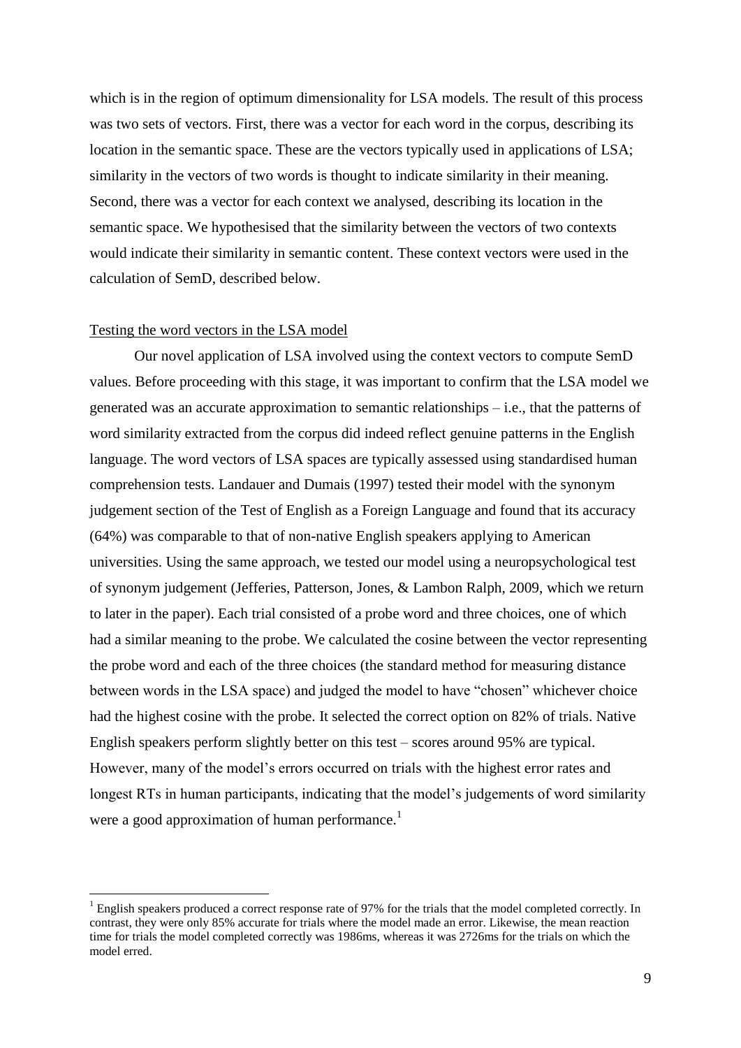which is in the region of optimum dimensionality for LSA models. The result of this process was two sets of vectors. First, there was a vector for each word in the corpus, describing its location in the semantic space. These are the vectors typically used in applications of LSA; similarity in the vectors of two words is thought to indicate similarity in their meaning. Second, there was a vector for each context we analysed, describing its location in the semantic space. We hypothesised that the similarity between the vectors of two contexts would indicate their similarity in semantic content. These context vectors were used in the calculation of SemD, described below.

<u>Testing the word vectors in the LSA model</u>

Our novel application of LSA involved using the context vectors to compute SemD values. Before proceeding with this stage, it was important to confirm that the LSA model we generated was an accurate approximation to semantic relationships – i.e., that the patterns of word similarity extracted from the corpus did indeed reflect genuine patterns in the English language. The word vectors of LSA spaces are typically assessed using standardised human comprehension tests. Landauer and Dumais (1997) tested their model with the synonym judgement section of the Test of English as a Foreign Language and found that its accuracy (64%) was comparable to that of non-native English speakers applying to American universities. Using the same approach, we tested our model using a neuropsychological test of synonym judgement (Jefferies, Patterson, Jones, & Lambon Ralph, 2009, which we return to later in the paper). Each trial consisted of a probe word and three choices, one of which had a similar meaning to the probe. We calculated the cosine between the vector representing the probe word and each of the three choices (the standard method for measuring distance between words in the LSA space) and judged the model to have "chosen" whichever choice had the highest cosine with the probe. It selected the correct option on 82% of trials. Native English speakers perform slightly better on this test – scores around 95% are typical. However, many of the model's errors occurred on trials with the highest error rates and longest RTs in human participants, indicating that the model's judgements of word similarity were a good approximation of human performance.[1]

[1] English speakers produced a correct response rate of 97% for the trials that the model completed correctly. In contrast, they were only 85% accurate for trials where the model made an error. Likewise, the mean reaction time for trials the model completed correctly was 1986ms, whereas it was 2726ms for the trials on which the model erred.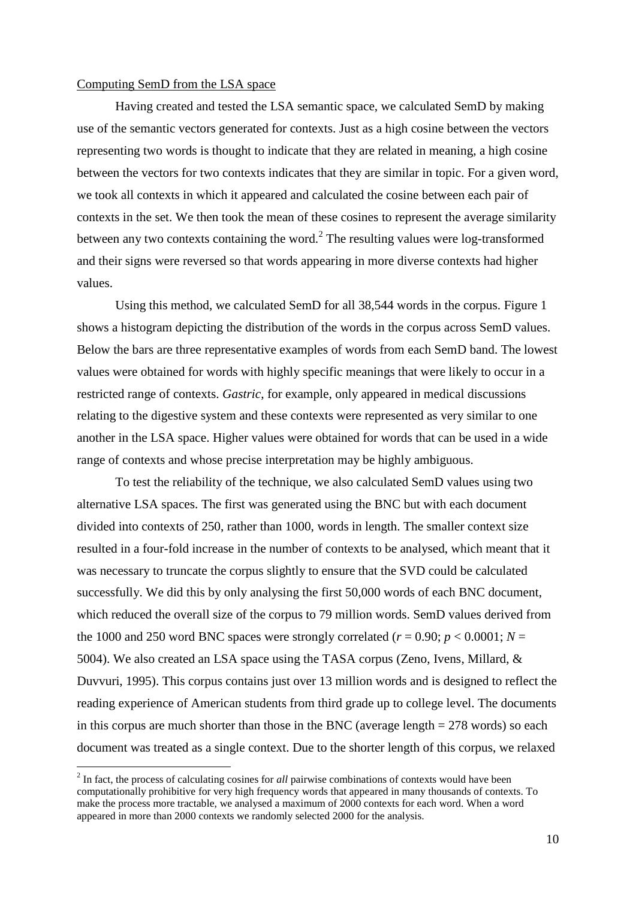Computing SemD from the LSA space

Having created and tested the LSA semantic space, we calculated SemD by making use of the semantic vectors generated for contexts. Just as a high cosine between the vectors representing two words is thought to indicate that they are related in meaning, a high cosine between the vectors for two contexts indicates that they are similar in topic. For a given word, we took all contexts in which it appeared and calculated the cosine between each pair of contexts in the set. We then took the mean of these cosines to represent the average similarity between any two contexts containing the word.[2] The resulting values were log-transformed and their signs were reversed so that words appearing in more diverse contexts had higher values.

Using this method, we calculated SemD for all 38,544 words in the corpus. Figure 1 shows a histogram depicting the distribution of the words in the corpus across SemD values. Below the bars are three representative examples of words from each SemD band. The lowest values were obtained for words with highly specific meanings that were likely to occur in a restricted range of contexts. *Gastric*, for example, only appeared in medical discussions relating to the digestive system and these contexts were represented as very similar to one another in the LSA space. Higher values were obtained for words that can be used in a wide range of contexts and whose precise interpretation may be highly ambiguous.

To test the reliability of the technique, we also calculated SemD values using two alternative LSA spaces. The first was generated using the BNC but with each document divided into contexts of 250, rather than 1000, words in length. The smaller context size resulted in a four-fold increase in the number of contexts to be analysed, which meant that it was necessary to truncate the corpus slightly to ensure that the SVD could be calculated successfully. We did this by only analysing the first 50,000 words of each BNC document, which reduced the overall size of the corpus to 79 million words. SemD values derived from the 1000 and 250 word BNC spaces were strongly correlated ($r = 0.90$; $p < 0.0001$; $N = 5004$). We also created an LSA space using the TASA corpus (Zeno, Ivens, Millard, & Duvvuri, 1995). This corpus contains just over 13 million words and is designed to reflect the reading experience of American students from third grade up to college level. The documents in this corpus are much shorter than those in the BNC (average length = 278 words) so each document was treated as a single context. Due to the shorter length of this corpus, we relaxed

[2] In fact, the process of calculating cosines for *all* pairwise combinations of contexts would have been computationally prohibitive for very high frequency words that appeared in many thousands of contexts. To make the process more tractable, we analysed a maximum of 2000 contexts for each word. When a word appeared in more than 2000 contexts we randomly selected 2000 for the analysis.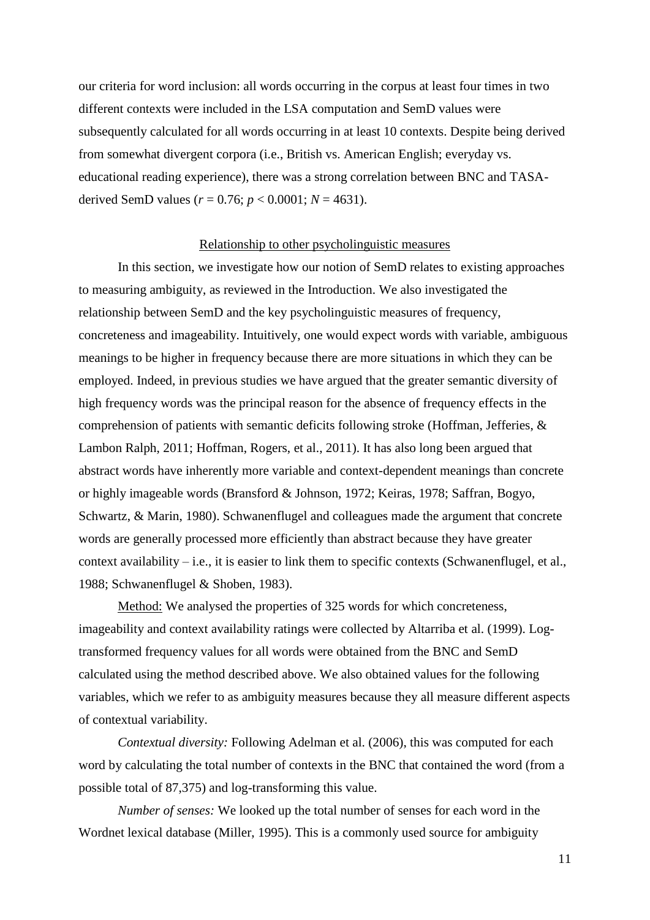our criteria for word inclusion: all words occurring in the corpus at least four times in two different contexts were included in the LSA computation and SemD values were subsequently calculated for all words occurring in at least 10 contexts. Despite being derived from somewhat divergent corpora (i.e., British vs. American English; everyday vs. educational reading experience), there was a strong correlation between BNC and TASA-derived SemD values ($r = 0.76$; $p < 0.0001$; $N = 4631$).

## Relationship to other psycholinguistic measures

In this section, we investigate how our notion of SemD relates to existing approaches to measuring ambiguity, as reviewed in the Introduction. We also investigated the relationship between SemD and the key psycholinguistic measures of frequency, concreteness and imageability. Intuitively, one would expect words with variable, ambiguous meanings to be higher in frequency because there are more situations in which they can be employed. Indeed, in previous studies we have argued that the greater semantic diversity of high frequency words was the principal reason for the absence of frequency effects in the comprehension of patients with semantic deficits following stroke (Hoffman, Jefferies, & Lambon Ralph, 2011; Hoffman, Rogers, et al., 2011). It has also long been argued that abstract words have inherently more variable and context-dependent meanings than concrete or highly imageable words (Bransford & Johnson, 1972; Keiras, 1978; Saffran, Bogyo, Schwartz, & Marin, 1980). Schwanenflugel and colleagues made the argument that concrete words are generally processed more efficiently than abstract because they have greater context availability – i.e., it is easier to link them to specific contexts (Schwanenflugel, et al., 1988; Schwanenflugel & Shoben, 1983).

Method: We analysed the properties of 325 words for which concreteness, imageability and context availability ratings were collected by Altarriba et al. (1999). Log-transformed frequency values for all words were obtained from the BNC and SemD calculated using the method described above. We also obtained values for the following variables, which we refer to as ambiguity measures because they all measure different aspects of contextual variability.

*Contextual diversity:* Following Adelman et al. (2006), this was computed for each word by calculating the total number of contexts in the BNC that contained the word (from a possible total of 87,375) and log-transforming this value.

*Number of senses:* We looked up the total number of senses for each word in the Wordnet lexical database (Miller, 1995). This is a commonly used source for ambiguity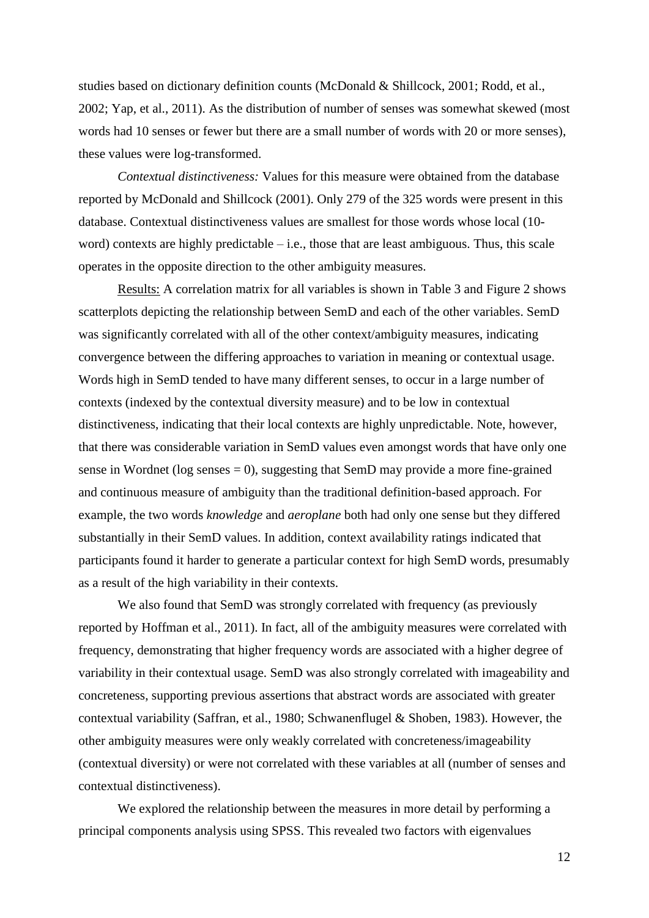studies based on dictionary definition counts (McDonald & Shillcock, 2001; Rodd, et al., 2002; Yap, et al., 2011). As the distribution of number of senses was somewhat skewed (most words had 10 senses or fewer but there are a small number of words with 20 or more senses), these values were log-transformed.

*Contextual distinctiveness:* Values for this measure were obtained from the database reported by McDonald and Shillcock (2001). Only 279 of the 325 words were present in this database. Contextual distinctiveness values are smallest for those words whose local (10-word) contexts are highly predictable – i.e., those that are least ambiguous. Thus, this scale operates in the opposite direction to the other ambiguity measures.

Results: A correlation matrix for all variables is shown in Table 3 and Figure 2 shows scatterplots depicting the relationship between SemD and each of the other variables. SemD was significantly correlated with all of the other context/ambiguity measures, indicating convergence between the differing approaches to variation in meaning or contextual usage. Words high in SemD tended to have many different senses, to occur in a large number of contexts (indexed by the contextual diversity measure) and to be low in contextual distinctiveness, indicating that their local contexts are highly unpredictable. Note, however, that there was considerable variation in SemD values even amongst words that have only one sense in Wordnet (log senses = 0), suggesting that SemD may provide a more fine-grained and continuous measure of ambiguity than the traditional definition-based approach. For example, the two words *knowledge* and *aeroplane* both had only one sense but they differed substantially in their SemD values. In addition, context availability ratings indicated that participants found it harder to generate a particular context for high SemD words, presumably as a result of the high variability in their contexts.

We also found that SemD was strongly correlated with frequency (as previously reported by Hoffman et al., 2011). In fact, all of the ambiguity measures were correlated with frequency, demonstrating that higher frequency words are associated with a higher degree of variability in their contextual usage. SemD was also strongly correlated with imageability and concreteness, supporting previous assertions that abstract words are associated with greater contextual variability (Saffran, et al., 1980; Schwanenflugel & Shoben, 1983). However, the other ambiguity measures were only weakly correlated with concreteness/imageability (contextual diversity) or were not correlated with these variables at all (number of senses and contextual distinctiveness).

We explored the relationship between the measures in more detail by performing a principal components analysis using SPSS. This revealed two factors with eigenvalues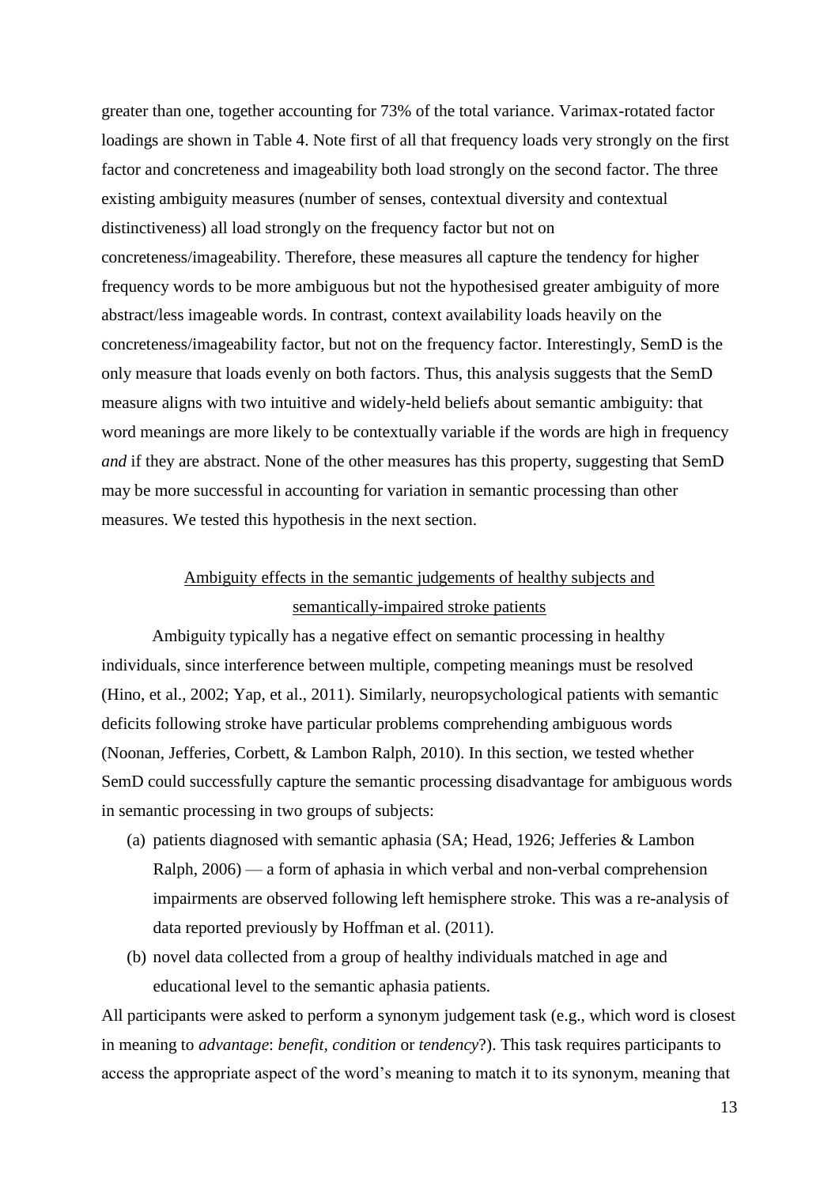greater than one, together accounting for 73% of the total variance. Varimax-rotated factor loadings are shown in Table 4. Note first of all that frequency loads very strongly on the first factor and concreteness and imageability both load strongly on the second factor. The three existing ambiguity measures (number of senses, contextual diversity and contextual distinctiveness) all load strongly on the frequency factor but not on concreteness/imageability. Therefore, these measures all capture the tendency for higher frequency words to be more ambiguous but not the hypothesised greater ambiguity of more abstract/less imageable words. In contrast, context availability loads heavily on the concreteness/imageability factor, but not on the frequency factor. Interestingly, SemD is the only measure that loads evenly on both factors. Thus, this analysis suggests that the SemD measure aligns with two intuitive and widely-held beliefs about semantic ambiguity: that word meanings are more likely to be contextually variable if the words are high in frequency *and* if they are abstract. None of the other measures has this property, suggesting that SemD may be more successful in accounting for variation in semantic processing than other measures. We tested this hypothesis in the next section.

## Ambiguity effects in the semantic judgements of healthy subjects and semantically-impaired stroke patients

Ambiguity typically has a negative effect on semantic processing in healthy individuals, since interference between multiple, competing meanings must be resolved (Hino, et al., 2002; Yap, et al., 2011). Similarly, neuropsychological patients with semantic deficits following stroke have particular problems comprehending ambiguous words (Noonan, Jefferies, Corbett, & Lambon Ralph, 2010). In this section, we tested whether SemD could successfully capture the semantic processing disadvantage for ambiguous words in semantic processing in two groups of subjects:

(a) patients diagnosed with semantic aphasia (SA; Head, 1926; Jefferies & Lambon Ralph, 2006) — a form of aphasia in which verbal and non-verbal comprehension impairments are observed following left hemisphere stroke. This was a re-analysis of data reported previously by Hoffman et al. (2011).

(b) novel data collected from a group of healthy individuals matched in age and educational level to the semantic aphasia patients.

All participants were asked to perform a synonym judgement task (e.g., which word is closest in meaning to *advantage*: *benefit*, *condition* or *tendency*?). This task requires participants to access the appropriate aspect of the word's meaning to match it to its synonym, meaning that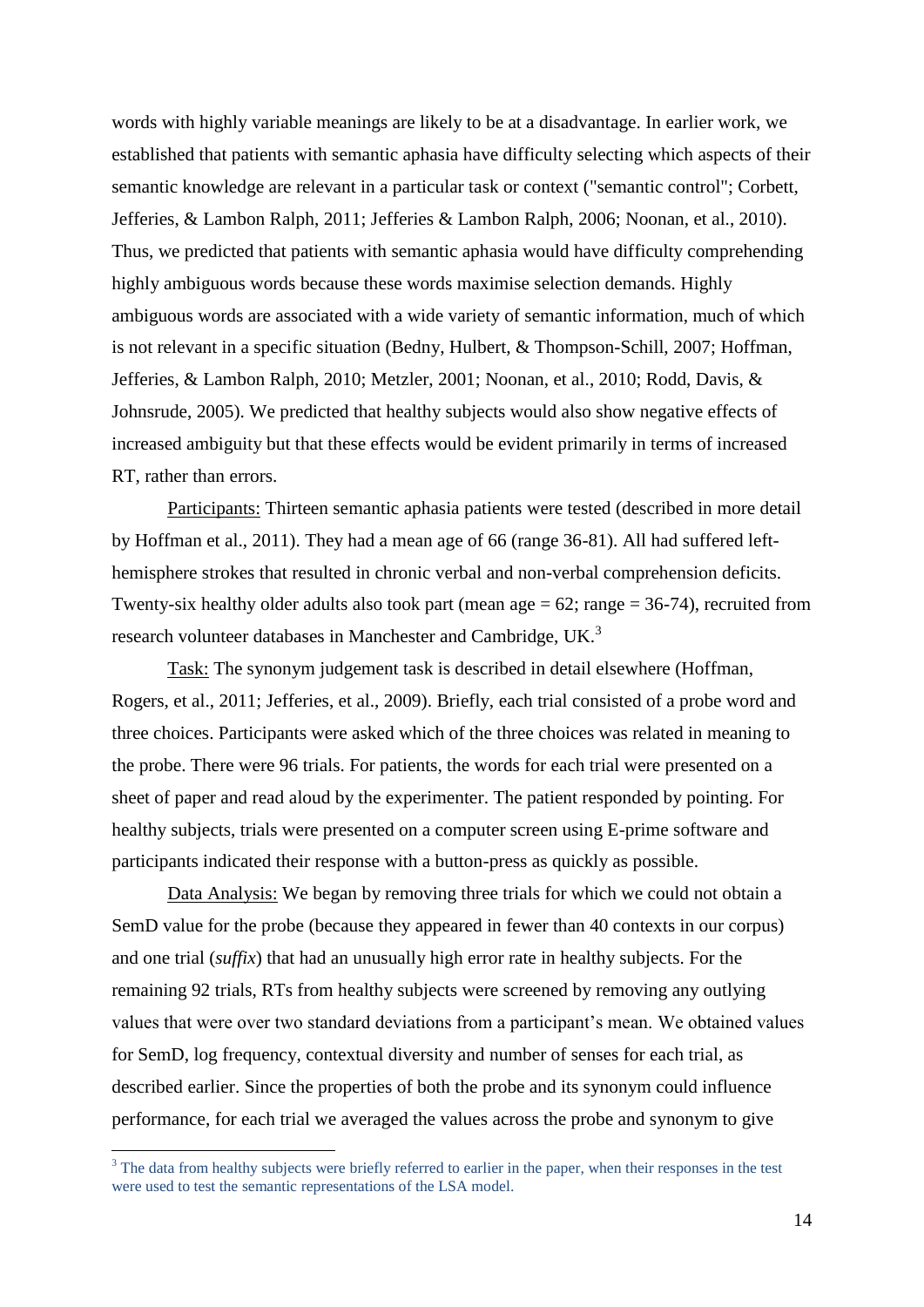words with highly variable meanings are likely to be at a disadvantage. In earlier work, we established that patients with semantic aphasia have difficulty selecting which aspects of their semantic knowledge are relevant in a particular task or context ("semantic control"; Corbett, Jefferies, & Lambon Ralph, 2011; Jefferies & Lambon Ralph, 2006; Noonan, et al., 2010). Thus, we predicted that patients with semantic aphasia would have difficulty comprehending highly ambiguous words because these words maximise selection demands. Highly ambiguous words are associated with a wide variety of semantic information, much of which is not relevant in a specific situation (Bedny, Hulbert, & Thompson-Schill, 2007; Hoffman, Jefferies, & Lambon Ralph, 2010; Metzler, 2001; Noonan, et al., 2010; Rodd, Davis, & Johnsrude, 2005). We predicted that healthy subjects would also show negative effects of increased ambiguity but that these effects would be evident primarily in terms of increased RT, rather than errors.

Participants: Thirteen semantic aphasia patients were tested (described in more detail by Hoffman et al., 2011). They had a mean age of 66 (range 36-81). All had suffered left-hemisphere strokes that resulted in chronic verbal and non-verbal comprehension deficits. Twenty-six healthy older adults also took part (mean age = 62; range = 36-74), recruited from research volunteer databases in Manchester and Cambridge, UK.[3]

Task: The synonym judgement task is described in detail elsewhere (Hoffman, Rogers, et al., 2011; Jefferies, et al., 2009). Briefly, each trial consisted of a probe word and three choices. Participants were asked which of the three choices was related in meaning to the probe. There were 96 trials. For patients, the words for each trial were presented on a sheet of paper and read aloud by the experimenter. The patient responded by pointing. For healthy subjects, trials were presented on a computer screen using E-prime software and participants indicated their response with a button-press as quickly as possible.

Data Analysis: We began by removing three trials for which we could not obtain a SemD value for the probe (because they appeared in fewer than 40 contexts in our corpus) and one trial (*suffix*) that had an unusually high error rate in healthy subjects. For the remaining 92 trials, RTs from healthy subjects were screened by removing any outlying values that were over two standard deviations from a participant's mean. We obtained values for SemD, log frequency, contextual diversity and number of senses for each trial, as described earlier. Since the properties of both the probe and its synonym could influence performance, for each trial we averaged the values across the probe and synonym to give

[3] The data from healthy subjects were briefly referred to earlier in the paper, when their responses in the test were used to test the semantic representations of the LSA model.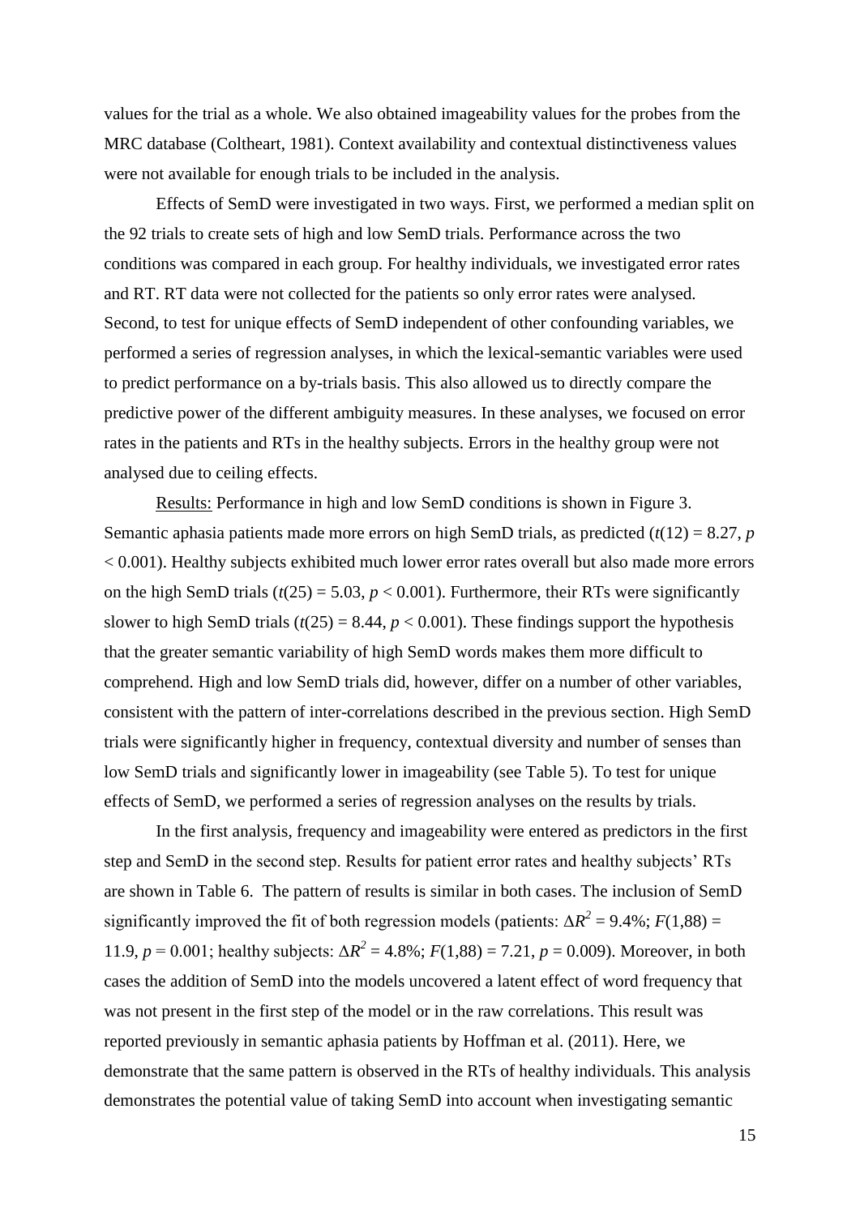values for the trial as a whole. We also obtained imageability values for the probes from the MRC database (Coltheart, 1981). Context availability and contextual distinctiveness values were not available for enough trials to be included in the analysis.

Effects of SemD were investigated in two ways. First, we performed a median split on the 92 trials to create sets of high and low SemD trials. Performance across the two conditions was compared in each group. For healthy individuals, we investigated error rates and RT. RT data were not collected for the patients so only error rates were analysed. Second, to test for unique effects of SemD independent of other confounding variables, we performed a series of regression analyses, in which the lexical-semantic variables were used to predict performance on a by-trials basis. This also allowed us to directly compare the predictive power of the different ambiguity measures. In these analyses, we focused on error rates in the patients and RTs in the healthy subjects. Errors in the healthy group were not analysed due to ceiling effects.

Results: Performance in high and low SemD conditions is shown in Figure 3. Semantic aphasia patients made more errors on high SemD trials, as predicted ($t(12) = 8.27$, $p < 0.001$). Healthy subjects exhibited much lower error rates overall but also made more errors on the high SemD trials ($t(25) = 5.03$, $p < 0.001$). Furthermore, their RTs were significantly slower to high SemD trials ($t(25) = 8.44$, $p < 0.001$). These findings support the hypothesis that the greater semantic variability of high SemD words makes them more difficult to comprehend. High and low SemD trials did, however, differ on a number of other variables, consistent with the pattern of inter-correlations described in the previous section. High SemD trials were significantly higher in frequency, contextual diversity and number of senses than low SemD trials and significantly lower in imageability (see Table 5). To test for unique effects of SemD, we performed a series of regression analyses on the results by trials.

In the first analysis, frequency and imageability were entered as predictors in the first step and SemD in the second step. Results for patient error rates and healthy subjects' RTs are shown in Table 6. The pattern of results is similar in both cases. The inclusion of SemD significantly improved the fit of both regression models (patients: $\Delta R^2 = 9.4\%$; $F(1,88) = 11.9$, $p = 0.001$; healthy subjects: $\Delta R^2 = 4.8\%$; $F(1,88) = 7.21$, $p = 0.009$). Moreover, in both cases the addition of SemD into the models uncovered a latent effect of word frequency that was not present in the first step of the model or in the raw correlations. This result was reported previously in semantic aphasia patients by Hoffman et al. (2011). Here, we demonstrate that the same pattern is observed in the RTs of healthy individuals. This analysis demonstrates the potential value of taking SemD into account when investigating semantic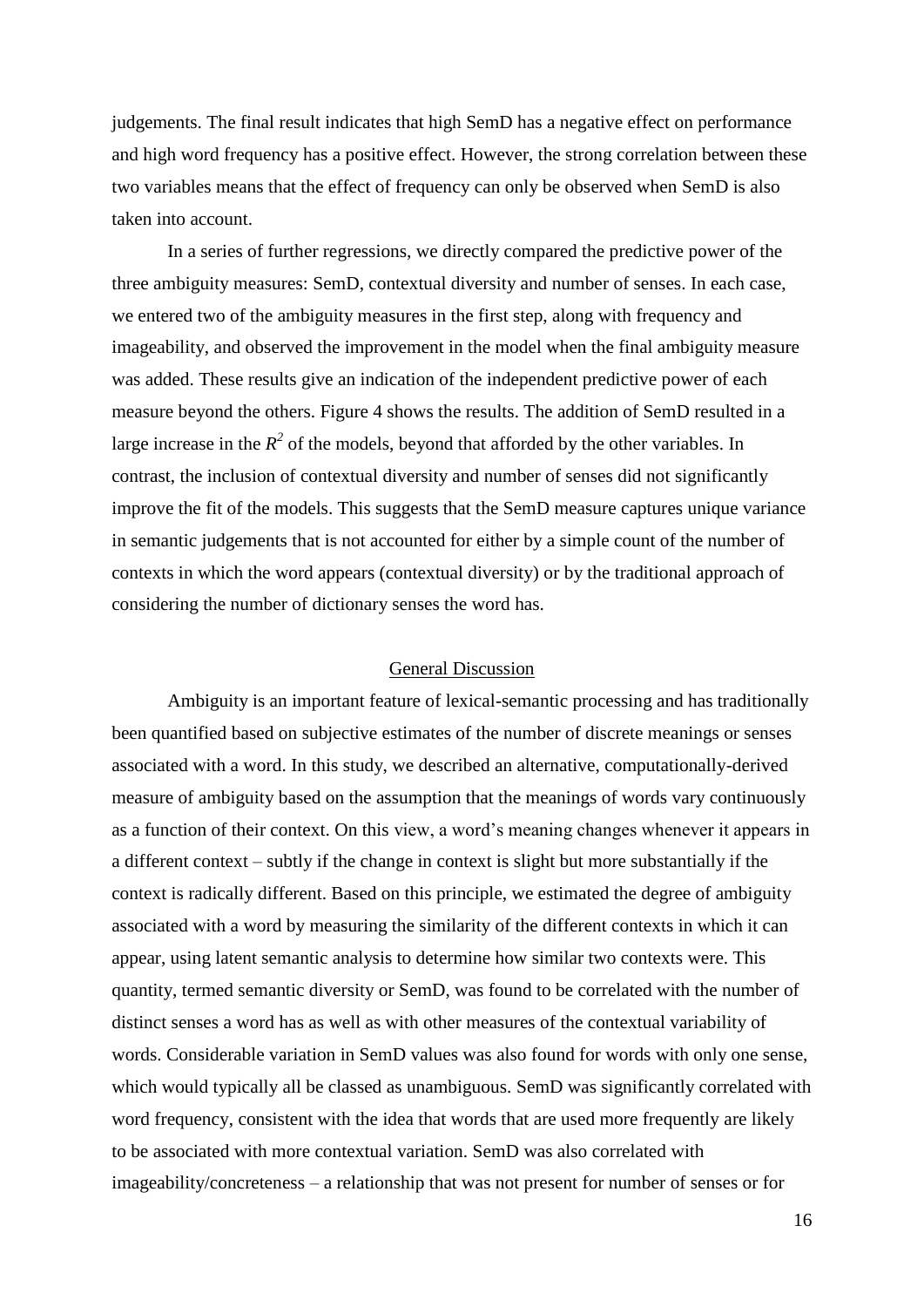judgements. The final result indicates that high SemD has a negative effect on performance and high word frequency has a positive effect. However, the strong correlation between these two variables means that the effect of frequency can only be observed when SemD is also taken into account.

In a series of further regressions, we directly compared the predictive power of the three ambiguity measures: SemD, contextual diversity and number of senses. In each case, we entered two of the ambiguity measures in the first step, along with frequency and imageability, and observed the improvement in the model when the final ambiguity measure was added. These results give an indication of the independent predictive power of each measure beyond the others. Figure 4 shows the results. The addition of SemD resulted in a large increase in the $R^2$ of the models, beyond that afforded by the other variables. In contrast, the inclusion of contextual diversity and number of senses did not significantly improve the fit of the models. This suggests that the SemD measure captures unique variance in semantic judgements that is not accounted for either by a simple count of the number of contexts in which the word appears (contextual diversity) or by the traditional approach of considering the number of dictionary senses the word has.

## General Discussion

Ambiguity is an important feature of lexical-semantic processing and has traditionally been quantified based on subjective estimates of the number of discrete meanings or senses associated with a word. In this study, we described an alternative, computationally-derived measure of ambiguity based on the assumption that the meanings of words vary continuously as a function of their context. On this view, a word's meaning changes whenever it appears in a different context – subtly if the change in context is slight but more substantially if the context is radically different. Based on this principle, we estimated the degree of ambiguity associated with a word by measuring the similarity of the different contexts in which it can appear, using latent semantic analysis to determine how similar two contexts were. This quantity, termed semantic diversity or SemD, was found to be correlated with the number of distinct senses a word has as well as with other measures of the contextual variability of words. Considerable variation in SemD values was also found for words with only one sense, which would typically all be classed as unambiguous. SemD was significantly correlated with word frequency, consistent with the idea that words that are used more frequently are likely to be associated with more contextual variation. SemD was also correlated with imageability/concreteness – a relationship that was not present for number of senses or for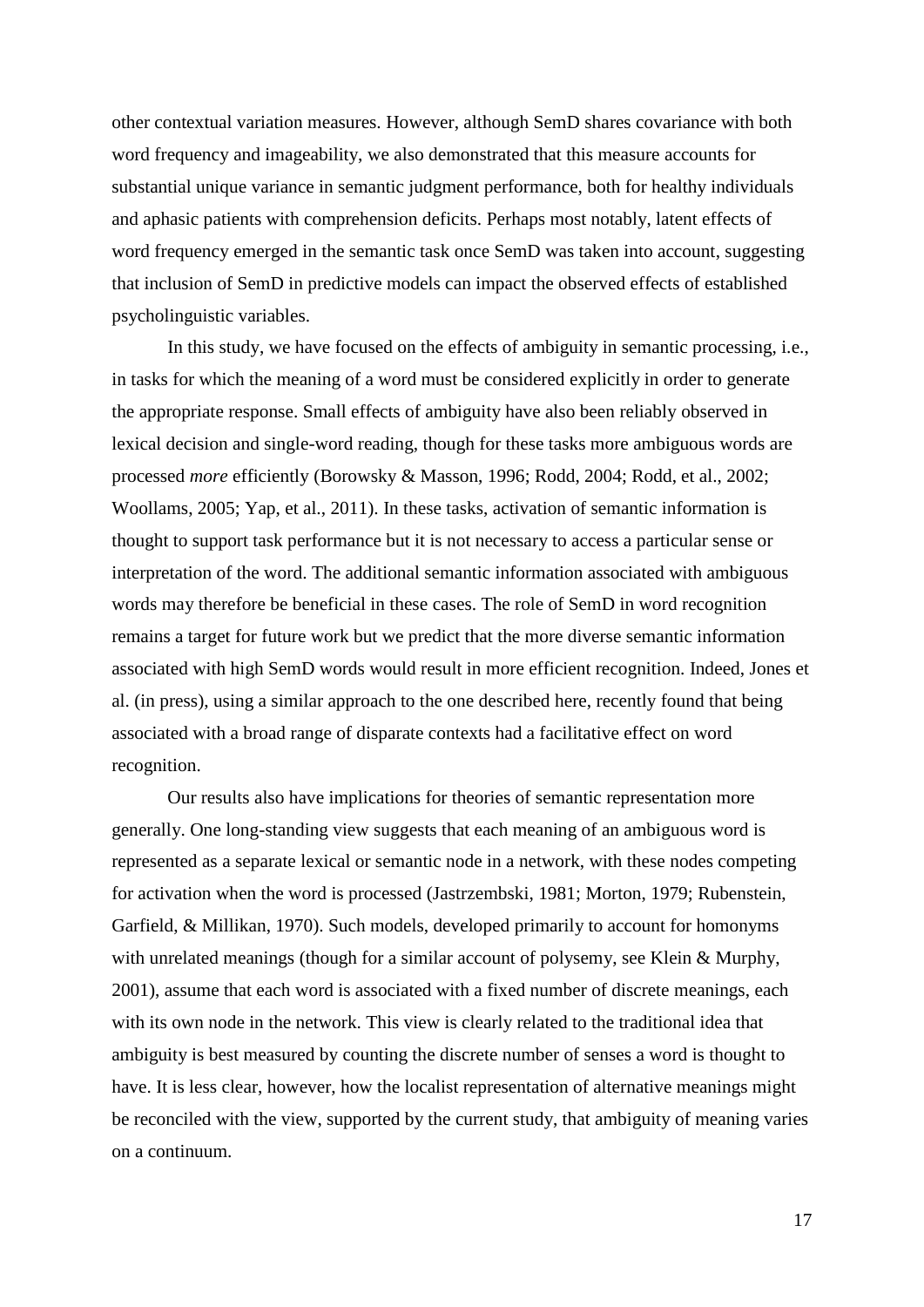other contextual variation measures. However, although SemD shares covariance with both word frequency and imageability, we also demonstrated that this measure accounts for substantial unique variance in semantic judgment performance, both for healthy individuals and aphasic patients with comprehension deficits. Perhaps most notably, latent effects of word frequency emerged in the semantic task once SemD was taken into account, suggesting that inclusion of SemD in predictive models can impact the observed effects of established psycholinguistic variables.

In this study, we have focused on the effects of ambiguity in semantic processing, i.e., in tasks for which the meaning of a word must be considered explicitly in order to generate the appropriate response. Small effects of ambiguity have also been reliably observed in lexical decision and single-word reading, though for these tasks more ambiguous words are processed *more* efficiently (Borowsky & Masson, 1996; Rodd, 2004; Rodd, et al., 2002; Woollams, 2005; Yap, et al., 2011). In these tasks, activation of semantic information is thought to support task performance but it is not necessary to access a particular sense or interpretation of the word. The additional semantic information associated with ambiguous words may therefore be beneficial in these cases. The role of SemD in word recognition remains a target for future work but we predict that the more diverse semantic information associated with high SemD words would result in more efficient recognition. Indeed, Jones et al. (in press), using a similar approach to the one described here, recently found that being associated with a broad range of disparate contexts had a facilitative effect on word recognition.

Our results also have implications for theories of semantic representation more generally. One long-standing view suggests that each meaning of an ambiguous word is represented as a separate lexical or semantic node in a network, with these nodes competing for activation when the word is processed (Jastrzembski, 1981; Morton, 1979; Rubenstein, Garfield, & Millikan, 1970). Such models, developed primarily to account for homonyms with unrelated meanings (though for a similar account of polysemy, see Klein & Murphy, 2001), assume that each word is associated with a fixed number of discrete meanings, each with its own node in the network. This view is clearly related to the traditional idea that ambiguity is best measured by counting the discrete number of senses a word is thought to have. It is less clear, however, how the localist representation of alternative meanings might be reconciled with the view, supported by the current study, that ambiguity of meaning varies on a continuum.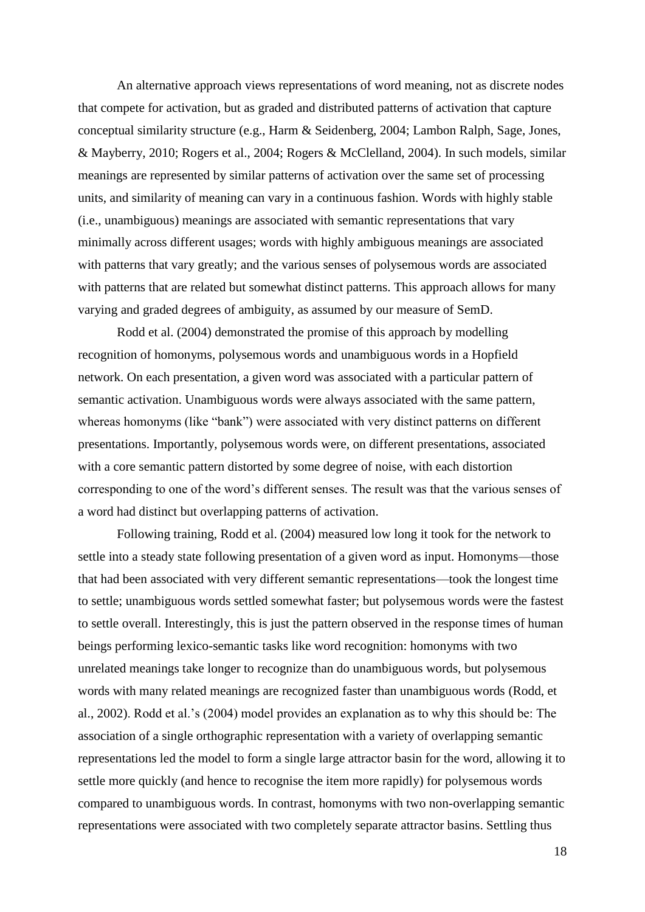An alternative approach views representations of word meaning, not as discrete nodes that compete for activation, but as graded and distributed patterns of activation that capture conceptual similarity structure (e.g., Harm & Seidenberg, 2004; Lambon Ralph, Sage, Jones, & Mayberry, 2010; Rogers et al., 2004; Rogers & McClelland, 2004). In such models, similar meanings are represented by similar patterns of activation over the same set of processing units, and similarity of meaning can vary in a continuous fashion. Words with highly stable (i.e., unambiguous) meanings are associated with semantic representations that vary minimally across different usages; words with highly ambiguous meanings are associated with patterns that vary greatly; and the various senses of polysemous words are associated with patterns that are related but somewhat distinct patterns. This approach allows for many varying and graded degrees of ambiguity, as assumed by our measure of SemD.

Rodd et al. (2004) demonstrated the promise of this approach by modelling recognition of homonyms, polysemous words and unambiguous words in a Hopfield network. On each presentation, a given word was associated with a particular pattern of semantic activation. Unambiguous words were always associated with the same pattern, whereas homonyms (like "bank") were associated with very distinct patterns on different presentations. Importantly, polysemous words were, on different presentations, associated with a core semantic pattern distorted by some degree of noise, with each distortion corresponding to one of the word's different senses. The result was that the various senses of a word had distinct but overlapping patterns of activation.

Following training, Rodd et al. (2004) measured low long it took for the network to settle into a steady state following presentation of a given word as input. Homonyms—those that had been associated with very different semantic representations—took the longest time to settle; unambiguous words settled somewhat faster; but polysemous words were the fastest to settle overall. Interestingly, this is just the pattern observed in the response times of human beings performing lexico-semantic tasks like word recognition: homonyms with two unrelated meanings take longer to recognize than do unambiguous words, but polysemous words with many related meanings are recognized faster than unambiguous words (Rodd, et al., 2002). Rodd et al.'s (2004) model provides an explanation as to why this should be: The association of a single orthographic representation with a variety of overlapping semantic representations led the model to form a single large attractor basin for the word, allowing it to settle more quickly (and hence to recognise the item more rapidly) for polysemous words compared to unambiguous words. In contrast, homonyms with two non-overlapping semantic representations were associated with two completely separate attractor basins. Settling thus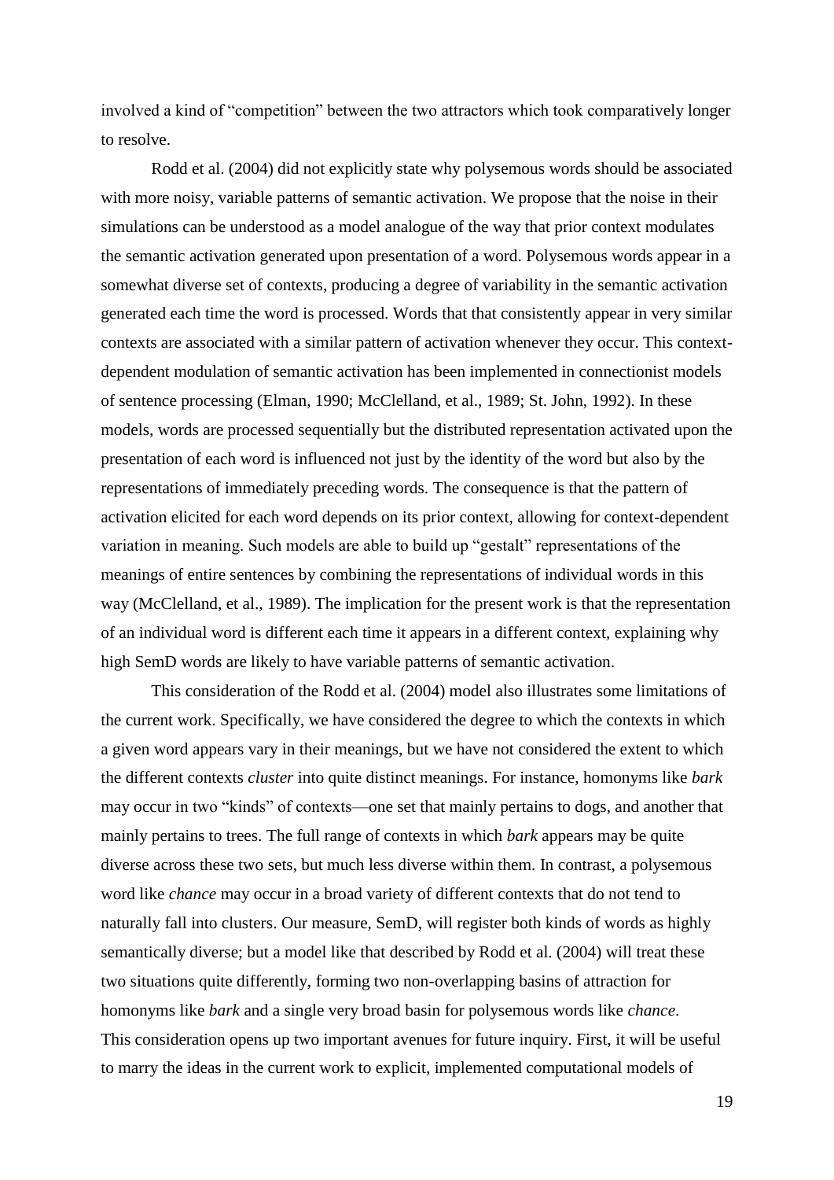involved a kind of "competition" between the two attractors which took comparatively longer to resolve.

Rodd et al. (2004) did not explicitly state why polysemous words should be associated with more noisy, variable patterns of semantic activation. We propose that the noise in their simulations can be understood as a model analogue of the way that prior context modulates the semantic activation generated upon presentation of a word. Polysemous words appear in a somewhat diverse set of contexts, producing a degree of variability in the semantic activation generated each time the word is processed. Words that that consistently appear in very similar contexts are associated with a similar pattern of activation whenever they occur. This context-dependent modulation of semantic activation has been implemented in connectionist models of sentence processing (Elman, 1990; McClelland, et al., 1989; St. John, 1992). In these models, words are processed sequentially but the distributed representation activated upon the presentation of each word is influenced not just by the identity of the word but also by the representations of immediately preceding words. The consequence is that the pattern of activation elicited for each word depends on its prior context, allowing for context-dependent variation in meaning. Such models are able to build up "gestalt" representations of the meanings of entire sentences by combining the representations of individual words in this way (McClelland, et al., 1989). The implication for the present work is that the representation of an individual word is different each time it appears in a different context, explaining why high SemD words are likely to have variable patterns of semantic activation.

This consideration of the Rodd et al. (2004) model also illustrates some limitations of the current work. Specifically, we have considered the degree to which the contexts in which a given word appears vary in their meanings, but we have not considered the extent to which the different contexts *cluster* into quite distinct meanings. For instance, homonyms like *bark* may occur in two "kinds" of contexts—one set that mainly pertains to dogs, and another that mainly pertains to trees. The full range of contexts in which *bark* appears may be quite diverse across these two sets, but much less diverse within them. In contrast, a polysemous word like *chance* may occur in a broad variety of different contexts that do not tend to naturally fall into clusters. Our measure, SemD, will register both kinds of words as highly semantically diverse; but a model like that described by Rodd et al. (2004) will treat these two situations quite differently, forming two non-overlapping basins of attraction for homonyms like *bark* and a single very broad basin for polysemous words like *chance*. This consideration opens up two important avenues for future inquiry. First, it will be useful to marry the ideas in the current work to explicit, implemented computational models of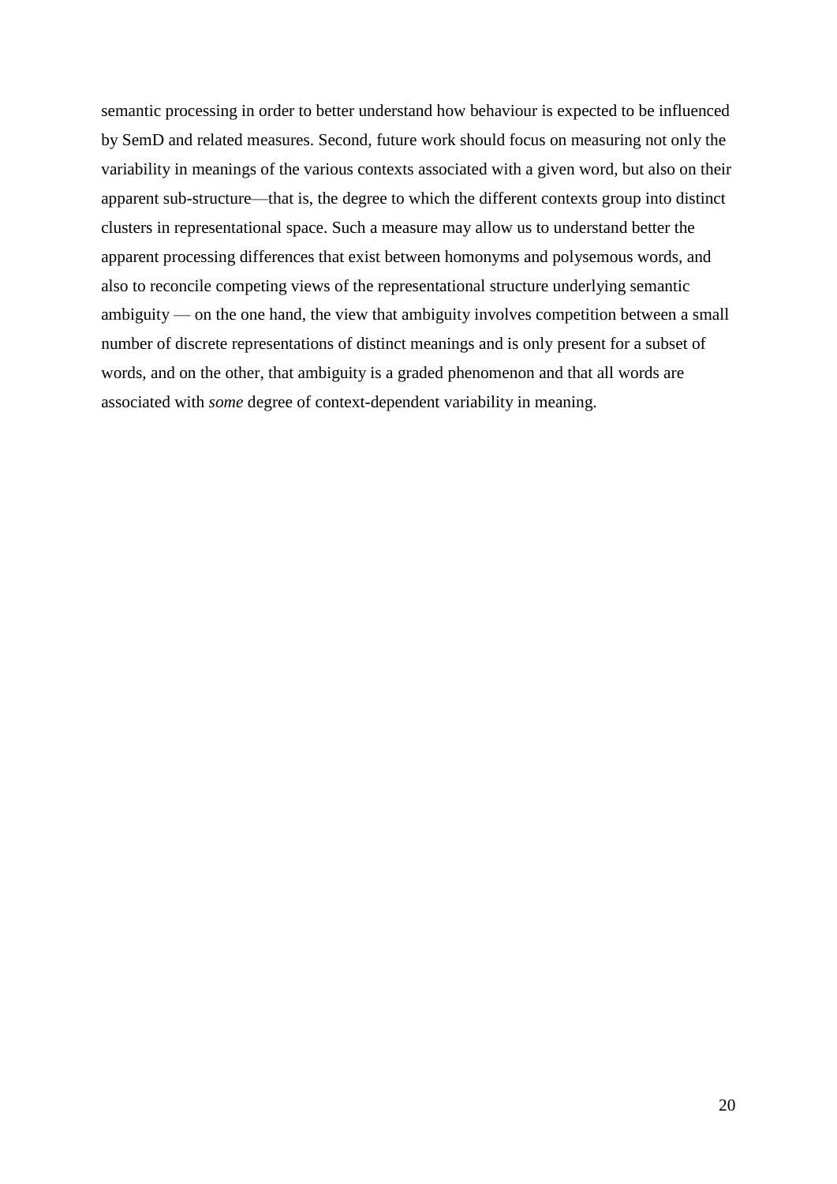semantic processing in order to better understand how behaviour is expected to be influenced by SemD and related measures. Second, future work should focus on measuring not only the variability in meanings of the various contexts associated with a given word, but also on their apparent sub-structure—that is, the degree to which the different contexts group into distinct clusters in representational space. Such a measure may allow us to understand better the apparent processing differences that exist between homonyms and polysemous words, and also to reconcile competing views of the representational structure underlying semantic ambiguity — on the one hand, the view that ambiguity involves competition between a small number of discrete representations of distinct meanings and is only present for a subset of words, and on the other, that ambiguity is a graded phenomenon and that all words are associated with *some* degree of context-dependent variability in meaning.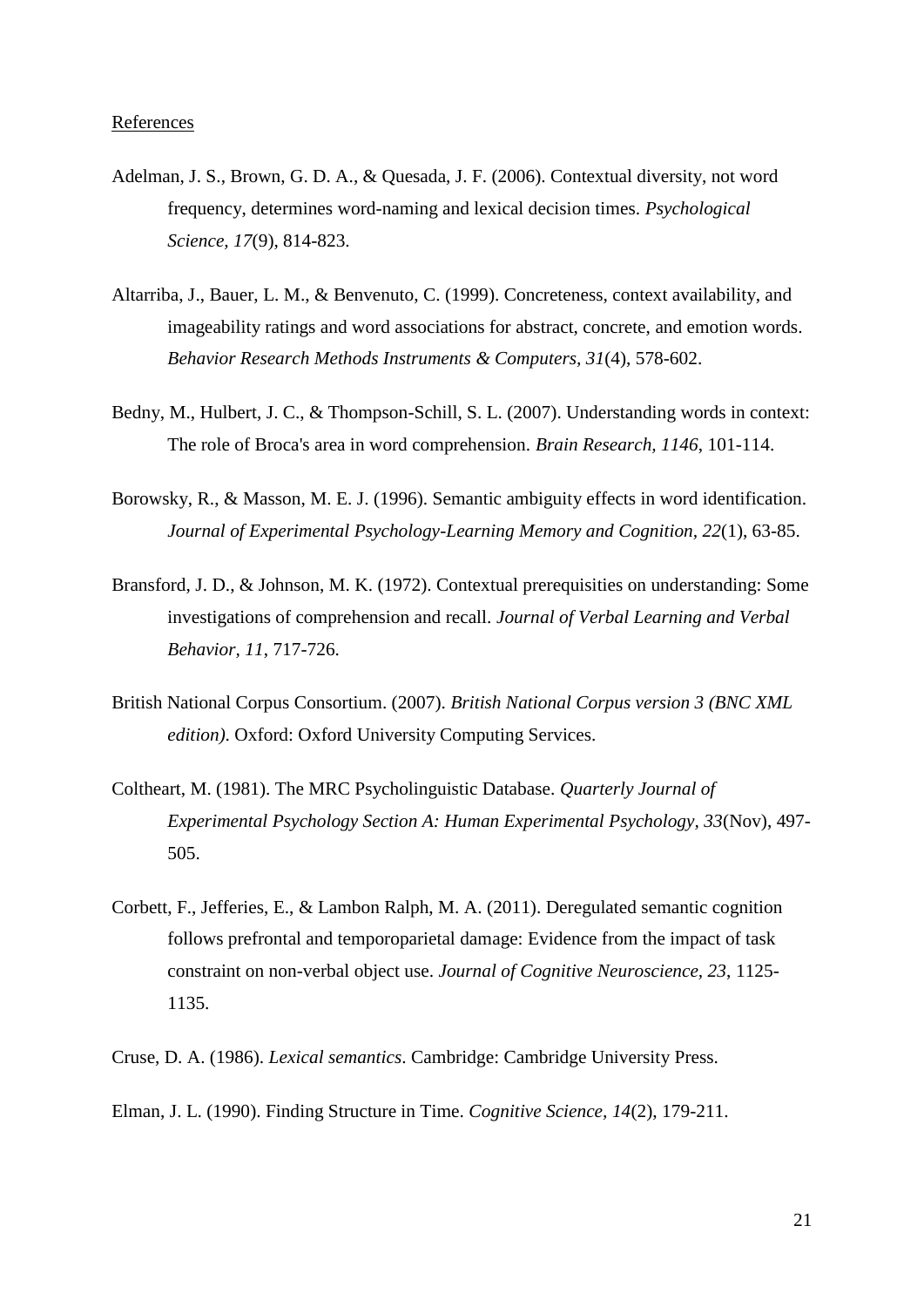## References

Adelman, J. S., Brown, G. D. A., & Quesada, J. F. (2006). Contextual diversity, not word frequency, determines word-naming and lexical decision times. *Psychological Science, 17*(9), 814-823.

Altarriba, J., Bauer, L. M., & Benvenuto, C. (1999). Concreteness, context availability, and imageability ratings and word associations for abstract, concrete, and emotion words. *Behavior Research Methods Instruments & Computers, 31*(4), 578-602.

Bedny, M., Hulbert, J. C., & Thompson-Schill, S. L. (2007). Understanding words in context: The role of Broca's area in word comprehension. *Brain Research, 1146*, 101-114.

Borowsky, R., & Masson, M. E. J. (1996). Semantic ambiguity effects in word identification. *Journal of Experimental Psychology-Learning Memory and Cognition, 22*(1), 63-85.

Bransford, J. D., & Johnson, M. K. (1972). Contextual prerequisities on understanding: Some investigations of comprehension and recall. *Journal of Verbal Learning and Verbal Behavior, 11*, 717-726.

British National Corpus Consortium. (2007). *British National Corpus version 3 (BNC XML edition).* Oxford: Oxford University Computing Services.

Coltheart, M. (1981). The MRC Psycholinguistic Database. *Quarterly Journal of Experimental Psychology Section A: Human Experimental Psychology, 33*(Nov), 497-505.

Corbett, F., Jefferies, E., & Lambon Ralph, M. A. (2011). Deregulated semantic cognition follows prefrontal and temporoparietal damage: Evidence from the impact of task constraint on non-verbal object use. *Journal of Cognitive Neuroscience, 23*, 1125-1135.

Cruse, D. A. (1986). *Lexical semantics*. Cambridge: Cambridge University Press.

Elman, J. L. (1990). Finding Structure in Time. *Cognitive Science, 14*(2), 179-211.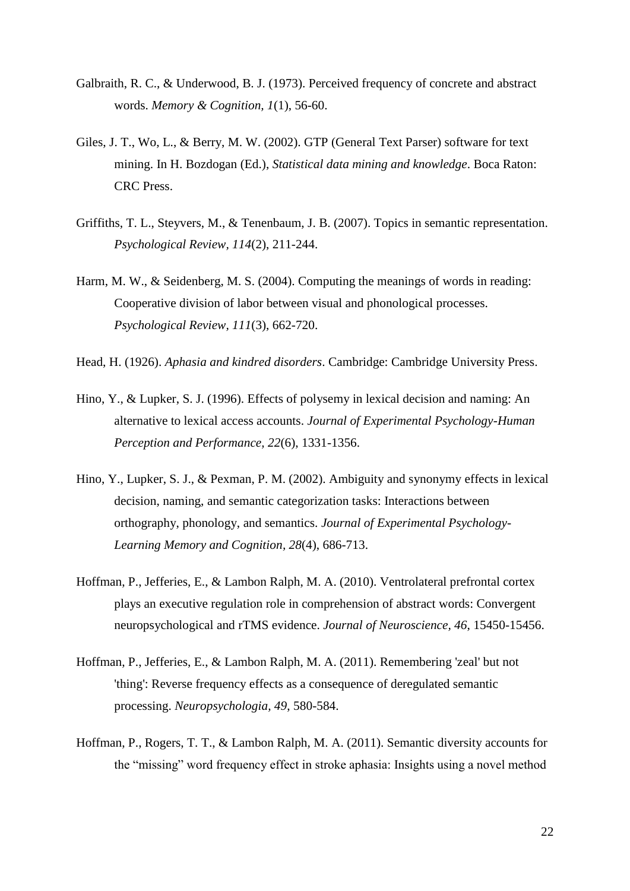Galbraith, R. C., & Underwood, B. J. (1973). Perceived frequency of concrete and abstract words. *Memory & Cognition, 1*(1), 56-60.

Giles, J. T., Wo, L., & Berry, M. W. (2002). GTP (General Text Parser) software for text mining. In H. Bozdogan (Ed.), *Statistical data mining and knowledge*. Boca Raton: CRC Press.

Griffiths, T. L., Steyvers, M., & Tenenbaum, J. B. (2007). Topics in semantic representation. *Psychological Review, 114*(2), 211-244.

Harm, M. W., & Seidenberg, M. S. (2004). Computing the meanings of words in reading: Cooperative division of labor between visual and phonological processes. *Psychological Review, 111*(3), 662-720.

Head, H. (1926). *Aphasia and kindred disorders*. Cambridge: Cambridge University Press.

Hino, Y., & Lupker, S. J. (1996). Effects of polysemy in lexical decision and naming: An alternative to lexical access accounts. *Journal of Experimental Psychology-Human Perception and Performance, 22*(6), 1331-1356.

Hino, Y., Lupker, S. J., & Pexman, P. M. (2002). Ambiguity and synonymy effects in lexical decision, naming, and semantic categorization tasks: Interactions between orthography, phonology, and semantics. *Journal of Experimental Psychology-Learning Memory and Cognition, 28*(4), 686-713.

Hoffman, P., Jefferies, E., & Lambon Ralph, M. A. (2010). Ventrolateral prefrontal cortex plays an executive regulation role in comprehension of abstract words: Convergent neuropsychological and rTMS evidence. *Journal of Neuroscience, 46*, 15450-15456.

Hoffman, P., Jefferies, E., & Lambon Ralph, M. A. (2011). Remembering 'zeal' but not 'thing': Reverse frequency effects as a consequence of deregulated semantic processing. *Neuropsychologia, 49*, 580-584.

Hoffman, P., Rogers, T. T., & Lambon Ralph, M. A. (2011). Semantic diversity accounts for the "missing" word frequency effect in stroke aphasia: Insights using a novel method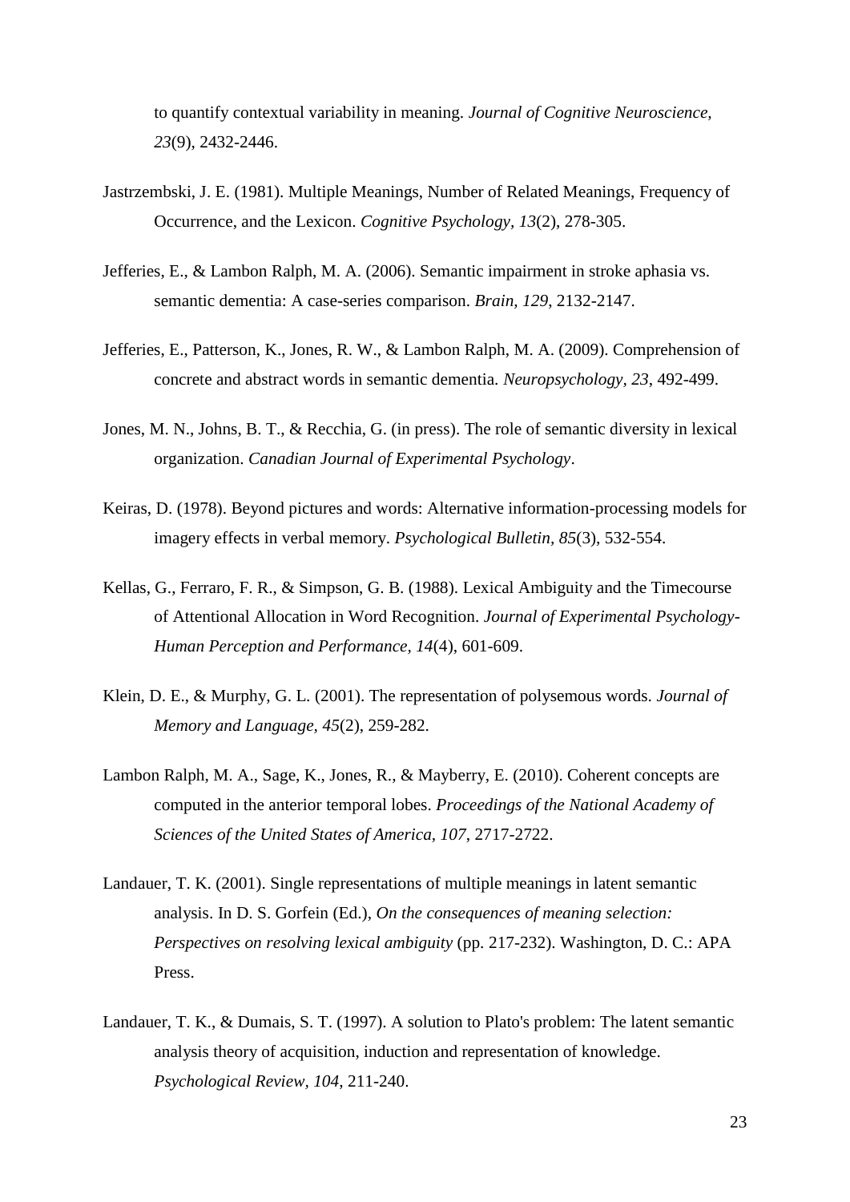to quantify contextual variability in meaning. *Journal of Cognitive Neuroscience, 23*(9), 2432-2446.

Jastrzembski, J. E. (1981). Multiple Meanings, Number of Related Meanings, Frequency of Occurrence, and the Lexicon. *Cognitive Psychology, 13*(2), 278-305.

Jefferies, E., & Lambon Ralph, M. A. (2006). Semantic impairment in stroke aphasia vs. semantic dementia: A case-series comparison. *Brain, 129*, 2132-2147.

Jefferies, E., Patterson, K., Jones, R. W., & Lambon Ralph, M. A. (2009). Comprehension of concrete and abstract words in semantic dementia. *Neuropsychology, 23*, 492-499.

Jones, M. N., Johns, B. T., & Recchia, G. (in press). The role of semantic diversity in lexical organization. *Canadian Journal of Experimental Psychology*.

Keiras, D. (1978). Beyond pictures and words: Alternative information-processing models for imagery effects in verbal memory. *Psychological Bulletin, 85*(3), 532-554.

Kellas, G., Ferraro, F. R., & Simpson, G. B. (1988). Lexical Ambiguity and the Timecourse of Attentional Allocation in Word Recognition. *Journal of Experimental Psychology-Human Perception and Performance, 14*(4), 601-609.

Klein, D. E., & Murphy, G. L. (2001). The representation of polysemous words. *Journal of Memory and Language, 45*(2), 259-282.

Lambon Ralph, M. A., Sage, K., Jones, R., & Mayberry, E. (2010). Coherent concepts are computed in the anterior temporal lobes. *Proceedings of the National Academy of Sciences of the United States of America, 107*, 2717-2722.

Landauer, T. K. (2001). Single representations of multiple meanings in latent semantic analysis. In D. S. Gorfein (Ed.), *On the consequences of meaning selection: Perspectives on resolving lexical ambiguity* (pp. 217-232). Washington, D. C.: APA Press.

Landauer, T. K., & Dumais, S. T. (1997). A solution to Plato's problem: The latent semantic analysis theory of acquisition, induction and representation of knowledge. *Psychological Review, 104*, 211-240.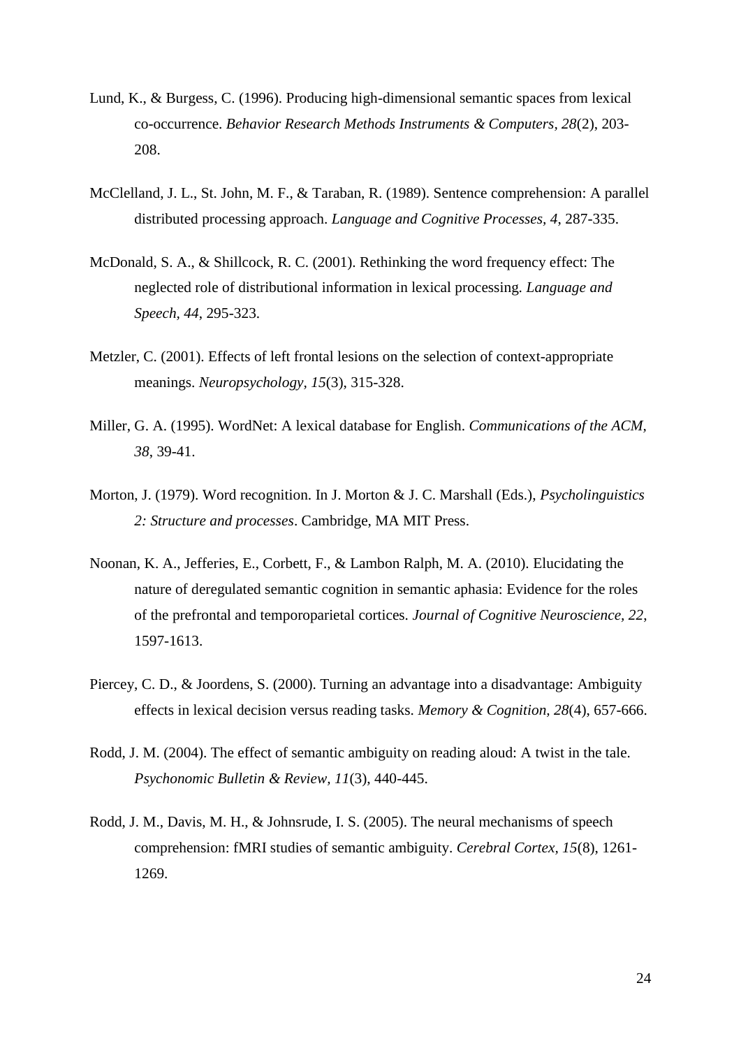Lund, K., & Burgess, C. (1996). Producing high-dimensional semantic spaces from lexical co-occurrence. *Behavior Research Methods Instruments & Computers, 28*(2), 203-208.

McClelland, J. L., St. John, M. F., & Taraban, R. (1989). Sentence comprehension: A parallel distributed processing approach. *Language and Cognitive Processes, 4*, 287-335.

McDonald, S. A., & Shillcock, R. C. (2001). Rethinking the word frequency effect: The neglected role of distributional information in lexical processing. *Language and Speech, 44*, 295-323.

Metzler, C. (2001). Effects of left frontal lesions on the selection of context-appropriate meanings. *Neuropsychology, 15*(3), 315-328.

Miller, G. A. (1995). WordNet: A lexical database for English. *Communications of the ACM, 38*, 39-41.

Morton, J. (1979). Word recognition. In J. Morton & J. C. Marshall (Eds.), *Psycholinguistics 2: Structure and processes*. Cambridge, MA MIT Press.

Noonan, K. A., Jefferies, E., Corbett, F., & Lambon Ralph, M. A. (2010). Elucidating the nature of deregulated semantic cognition in semantic aphasia: Evidence for the roles of the prefrontal and temporoparietal cortices. *Journal of Cognitive Neuroscience, 22*, 1597-1613.

Piercey, C. D., & Joordens, S. (2000). Turning an advantage into a disadvantage: Ambiguity effects in lexical decision versus reading tasks. *Memory & Cognition, 28*(4), 657-666.

Rodd, J. M. (2004). The effect of semantic ambiguity on reading aloud: A twist in the tale. *Psychonomic Bulletin & Review, 11*(3), 440-445.

Rodd, J. M., Davis, M. H., & Johnsrude, I. S. (2005). The neural mechanisms of speech comprehension: fMRI studies of semantic ambiguity. *Cerebral Cortex, 15*(8), 1261-1269.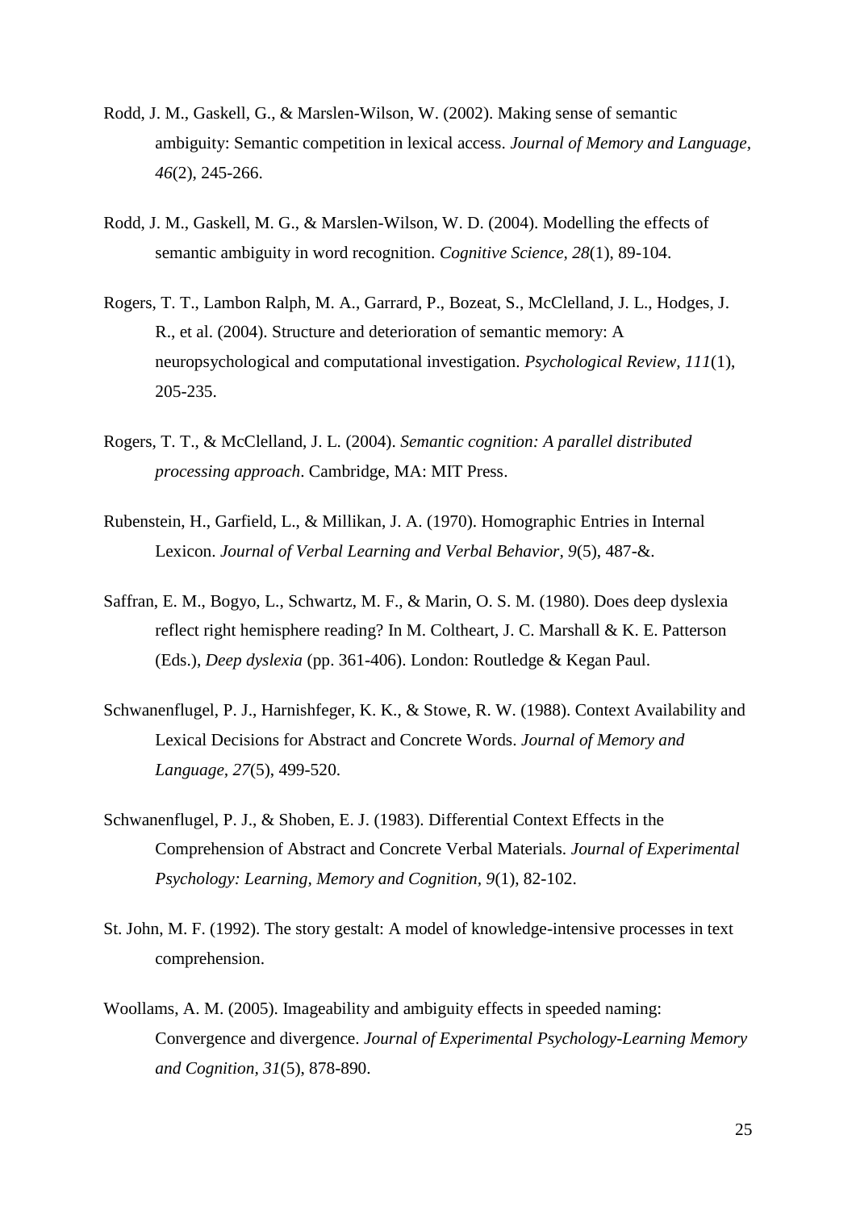Rodd, J. M., Gaskell, G., & Marslen-Wilson, W. (2002). Making sense of semantic ambiguity: Semantic competition in lexical access. *Journal of Memory and Language, 46*(2), 245-266.

Rodd, J. M., Gaskell, M. G., & Marslen-Wilson, W. D. (2004). Modelling the effects of semantic ambiguity in word recognition. *Cognitive Science, 28*(1), 89-104.

Rogers, T. T., Lambon Ralph, M. A., Garrard, P., Bozeat, S., McClelland, J. L., Hodges, J. R., et al. (2004). Structure and deterioration of semantic memory: A neuropsychological and computational investigation. *Psychological Review, 111*(1), 205-235.

Rogers, T. T., & McClelland, J. L. (2004). *Semantic cognition: A parallel distributed processing approach*. Cambridge, MA: MIT Press.

Rubenstein, H., Garfield, L., & Millikan, J. A. (1970). Homographic Entries in Internal Lexicon. *Journal of Verbal Learning and Verbal Behavior, 9*(5), 487-&.

Saffran, E. M., Bogyo, L., Schwartz, M. F., & Marin, O. S. M. (1980). Does deep dyslexia reflect right hemisphere reading? In M. Coltheart, J. C. Marshall & K. E. Patterson (Eds.), *Deep dyslexia* (pp. 361-406). London: Routledge & Kegan Paul.

Schwanenflugel, P. J., Harnishfeger, K. K., & Stowe, R. W. (1988). Context Availability and Lexical Decisions for Abstract and Concrete Words. *Journal of Memory and Language, 27*(5), 499-520.

Schwanenflugel, P. J., & Shoben, E. J. (1983). Differential Context Effects in the Comprehension of Abstract and Concrete Verbal Materials. *Journal of Experimental Psychology: Learning, Memory and Cognition, 9*(1), 82-102.

St. John, M. F. (1992). The story gestalt: A model of knowledge-intensive processes in text comprehension.

Woollams, A. M. (2005). Imageability and ambiguity effects in speeded naming: Convergence and divergence. *Journal of Experimental Psychology-Learning Memory and Cognition, 31*(5), 878-890.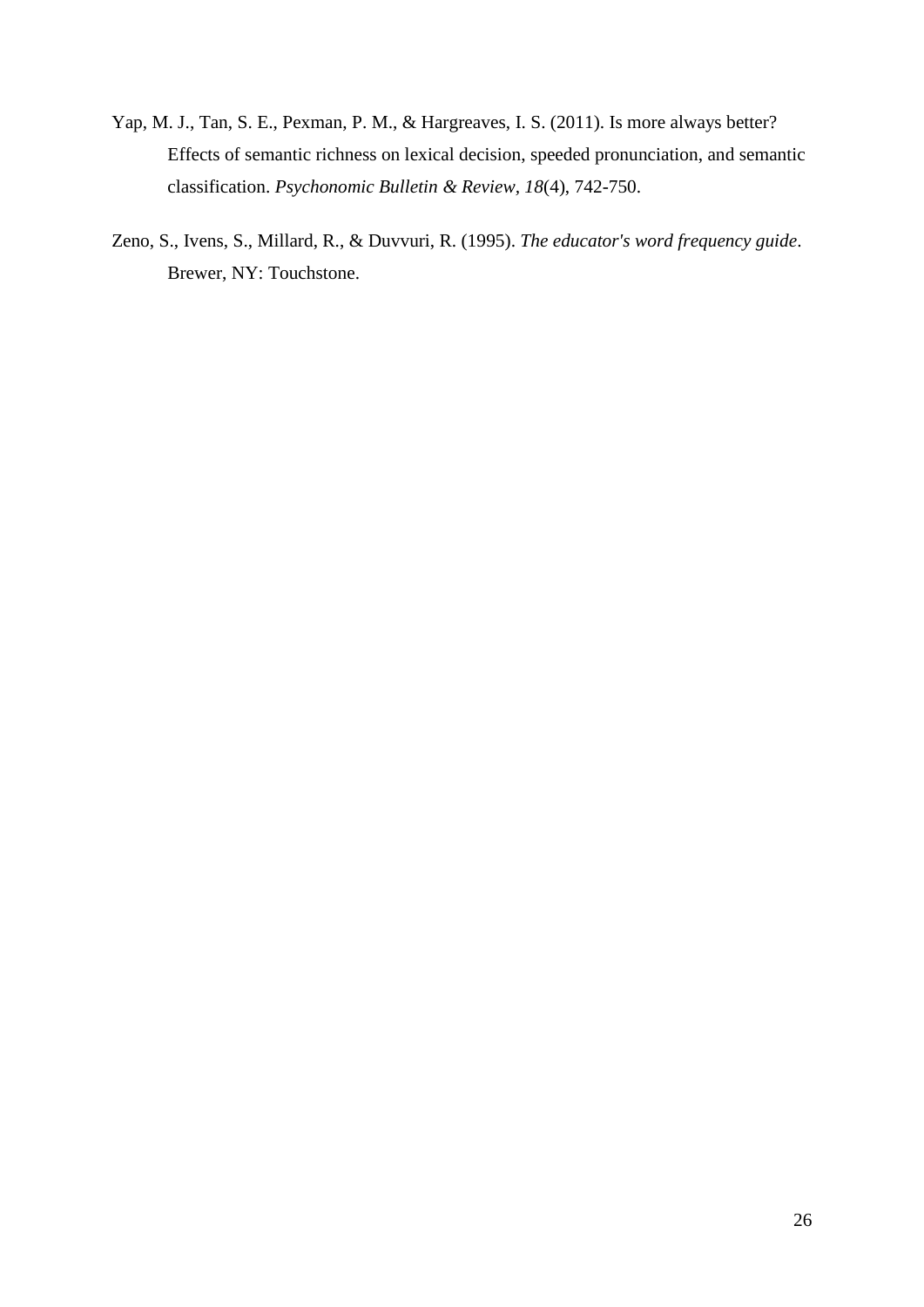Yap, M. J., Tan, S. E., Pexman, P. M., & Hargreaves, I. S. (2011). Is more always better? Effects of semantic richness on lexical decision, speeded pronunciation, and semantic classification. *Psychonomic Bulletin & Review, 18*(4), 742-750.

Zeno, S., Ivens, S., Millard, R., & Duvvuri, R. (1995). *The educator's word frequency guide*. Brewer, NY: Touchstone.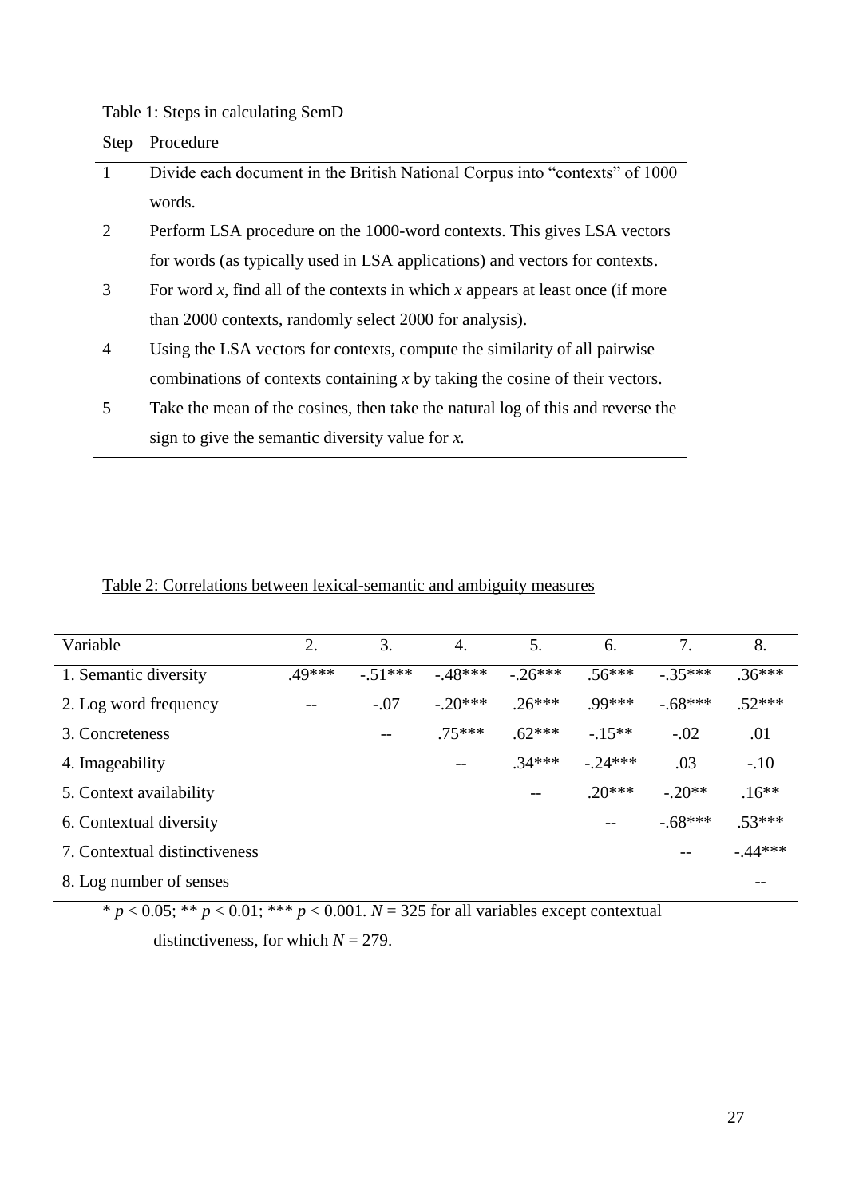Table 1: Steps in calculating SemD

| Step | Procedure |
|---|---|
| 1 | Divide each document in the British National Corpus into "contexts" of 1000 words. |
| 2 | Perform LSA procedure on the 1000-word contexts. This gives LSA vectors for words (as typically used in LSA applications) and vectors for contexts. |
| 3 | For word *x*, find all of the contexts in which *x* appears at least once (if more than 2000 contexts, randomly select 2000 for analysis). |
| 4 | Using the LSA vectors for contexts, compute the similarity of all pairwise combinations of contexts containing *x* by taking the cosine of their vectors. |
| 5 | Take the mean of the cosines, then take the natural log of this and reverse the sign to give the semantic diversity value for *x.* |

Table 2: Correlations between lexical-semantic and ambiguity measures

| Variable | 2. | 3. | 4. | 5. | 6. | 7. | 8. |
|---|---|---|---|---|---|---|---|
| 1. Semantic diversity | .49*** | -.51*** | -.48*** | -.26*** | .56*** | -.35*** | .36*** |
| 2. Log word frequency | -- | -.07 | -.20*** | .26*** | .99*** | -.68*** | .52*** |
| 3. Concreteness | | -- | .75*** | .62*** | -.15** | -.02 | .01 |
| 4. Imageability | | | -- | .34*** | -.24*** | .03 | -.10 |
| 5. Context availability | | | | -- | .20*** | -.20** | .16** |
| 6. Contextual diversity | | | | | -- | -.68*** | .53*** |
| 7. Contextual distinctiveness | | | | | | -- | -.44*** |
| 8. Log number of senses | | | | | | | -- |

* $p < 0.05$; ** $p < 0.01$; *** $p < 0.001$. $N = 325$ for all variables except contextual distinctiveness, for which $N = 279$.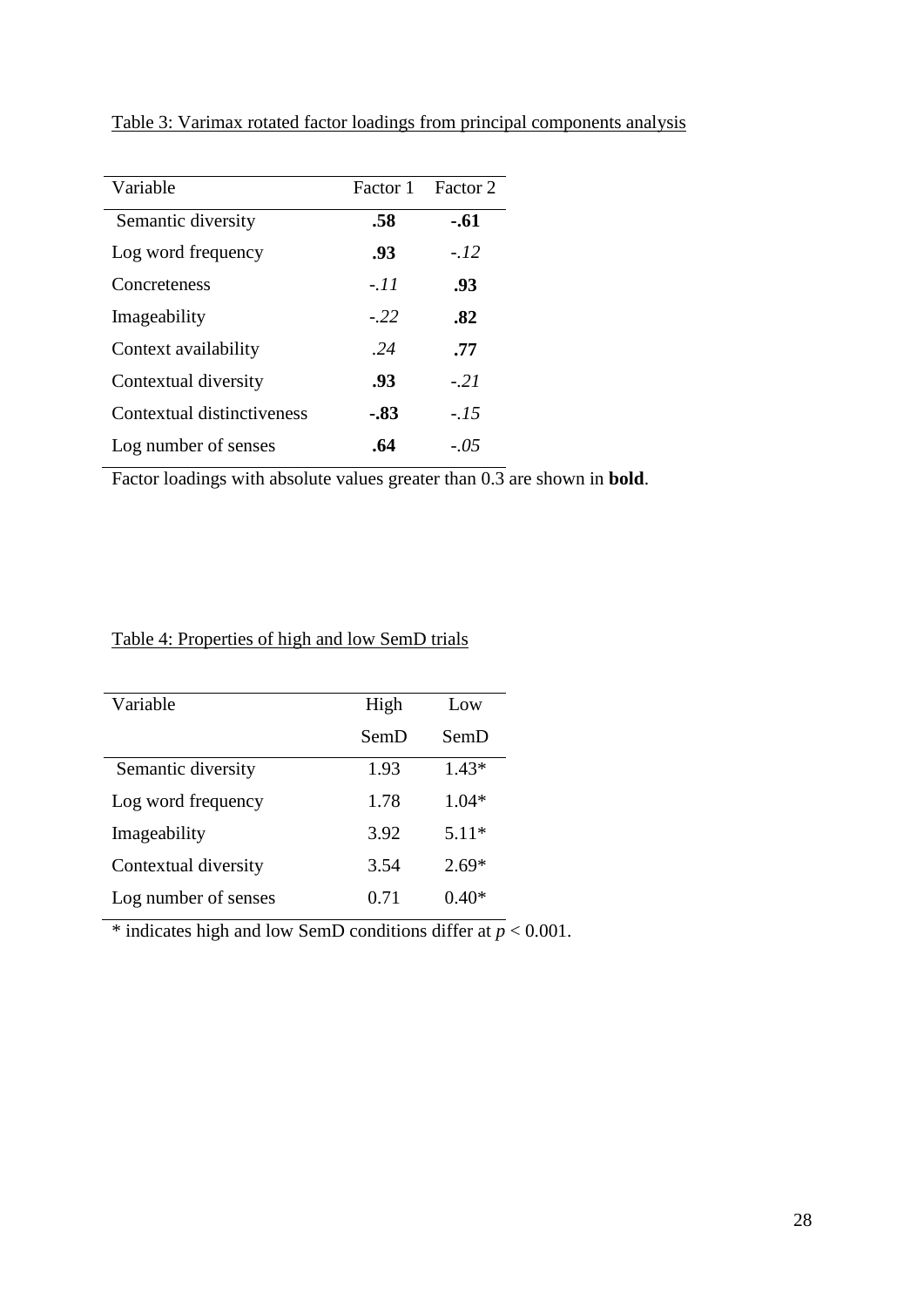Table 3: Varimax rotated factor loadings from principal components analysis

| Variable | Factor 1 | Factor 2 |
|---|---|---|
| Semantic diversity | **.58** | **-.61** |
| Log word frequency | **.93** | *-.12* |
| Concreteness | *-.11* | **.93** |
| Imageability | *-.22* | **.82** |
| Context availability | *.24* | **.77** |
| Contextual diversity | **.93** | *-.21* |
| Contextual distinctiveness | **-.83** | *-.15* |
| Log number of senses | **.64** | *-.05* |

Factor loadings with absolute values greater than 0.3 are shown in **bold**.

Table 4: Properties of high and low SemD trials

| Variable | High SemD | Low SemD |
|---|---|---|
| Semantic diversity | 1.93 | 1.43* |
| Log word frequency | 1.78 | 1.04* |
| Imageability | 3.92 | 5.11* |
| Contextual diversity | 3.54 | 2.69* |
| Log number of senses | 0.71 | 0.40* |

* indicates high and low SemD conditions differ at $p < 0.001$.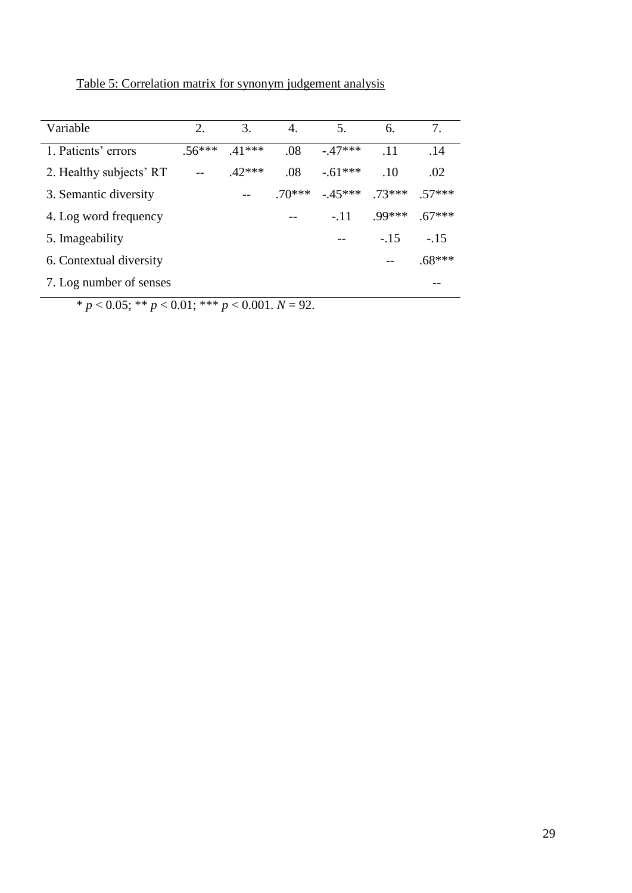Table 5: Correlation matrix for synonym judgement analysis

| Variable | 2. | 3. | 4. | 5. | 6. | 7. |
|---|---|---|---|---|---|---|
| 1. Patients' errors | .56*** | .41*** | .08 | -.47*** | .11 | .14 |
| 2. Healthy subjects' RT | -- | .42*** | .08 | -.61*** | .10 | .02 |
| 3. Semantic diversity | | -- | .70*** | -.45*** | .73*** | .57*** |
| 4. Log word frequency | | | -- | -.11 | .99*** | .67*** |
| 5. Imageability | | | | -- | -.15 | -.15 |
| 6. Contextual diversity | | | | | -- | .68*** |
| 7. Log number of senses | | | | | | -- |

* $p < 0.05$; ** $p < 0.01$; *** $p < 0.001$. $N = 92$.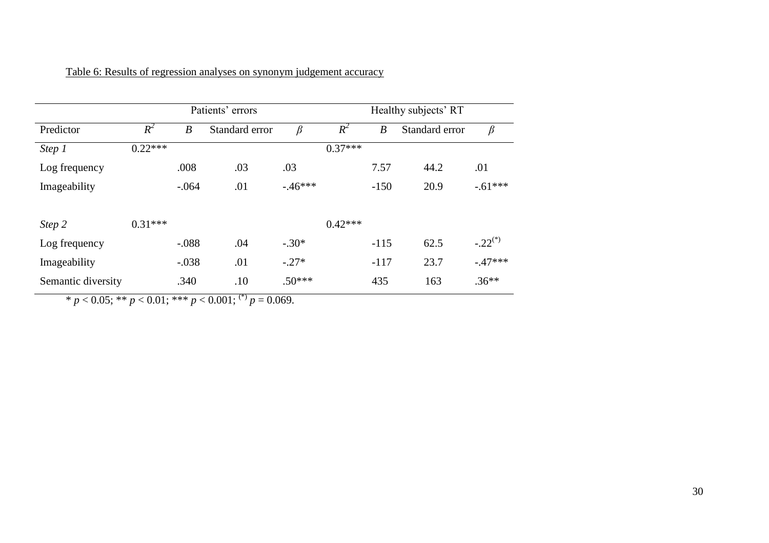Table 6: Results of regression analyses on synonym judgement accuracy

| | Patients' errors | | | | Healthy subjects' RT | | | |
|---|---|---|---|---|---|---|---|---|
| Predictor | $R^2$ | $B$ | Standard error | $\beta$ | $R^2$ | $B$ | Standard error | $\beta$ |
| *Step 1* | 0.22*** | | | | 0.37*** | | | |
| Log frequency | | .008 | .03 | .03 | | 7.57 | 44.2 | .01 |
| Imageability | | -.064 | .01 | -.46*** | | -150 | 20.9 | -.61*** |
| *Step 2* | 0.31*** | | | | 0.42*** | | | |
| Log frequency | | -.088 | .04 | -.30* | | -115 | 62.5 | -.22$^{(*)}$ |
| Imageability | | -.038 | .01 | -.27* | | -117 | 23.7 | -.47*** |
| Semantic diversity | | .340 | .10 | .50*** | | 435 | 163 | .36** |

* $p < 0.05$; ** $p < 0.01$; *** $p < 0.001$; $^{(*)}$ $p = 0.069$.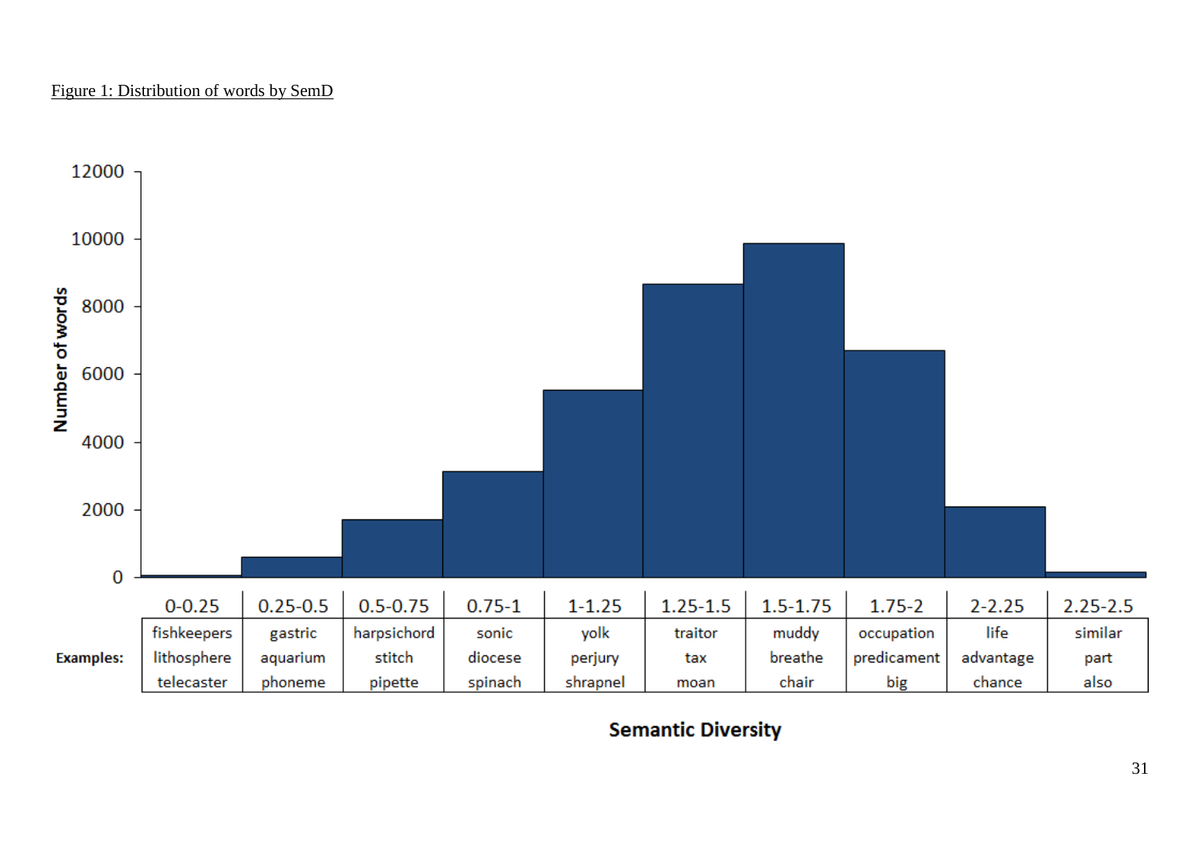Figure 1: Distribution of words by SemD

| | 0-0.25 | 0.25-0.5 | 0.5-0.75 | 0.75-1 | 1-1.25 | 1.25-1.5 | 1.5-1.75 | 1.75-2 | 2-2.25 | 2.25-2.5 |
|---|---|---|---|---|---|---|---|---|---|---|
| **Examples:** | fishkeepers | gastric | harpsichord | sonic | yolk | traitor | muddy | occupation | life | similar |
| | lithosphere | aquarium | stitch | diocese | perjury | tax | breathe | predicament | advantage | part |
| | telecaster | phoneme | pipette | spinach | shrapnel | moan | chair | big | chance | also |

**Semantic Diversity**

**Number of words**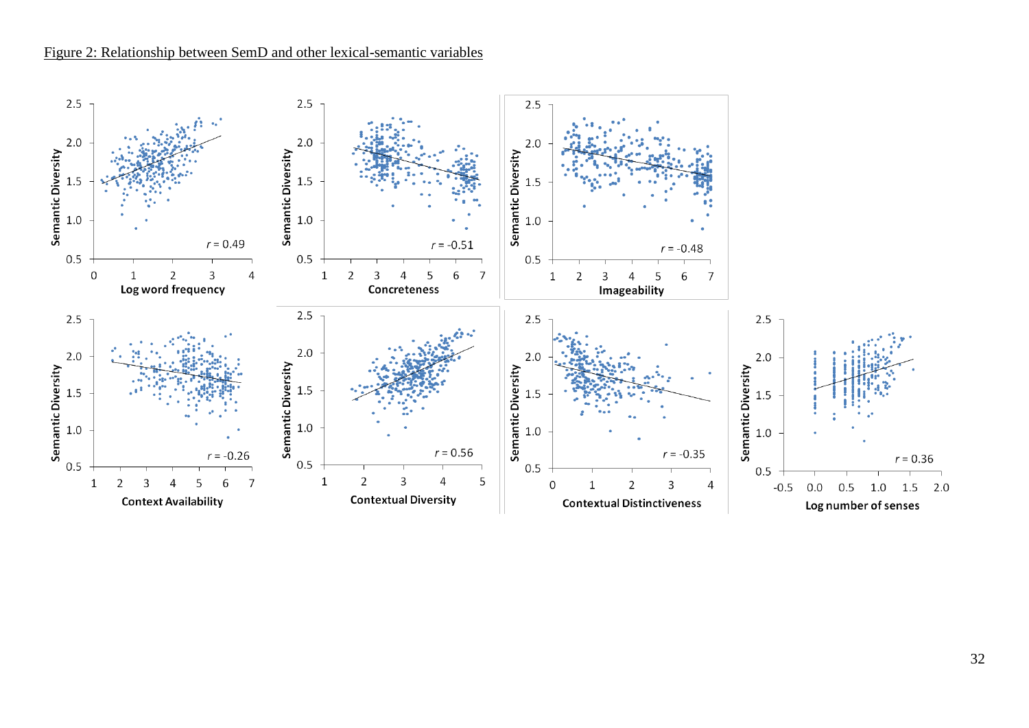Figure 2: Relationship between SemD and other lexical-semantic variables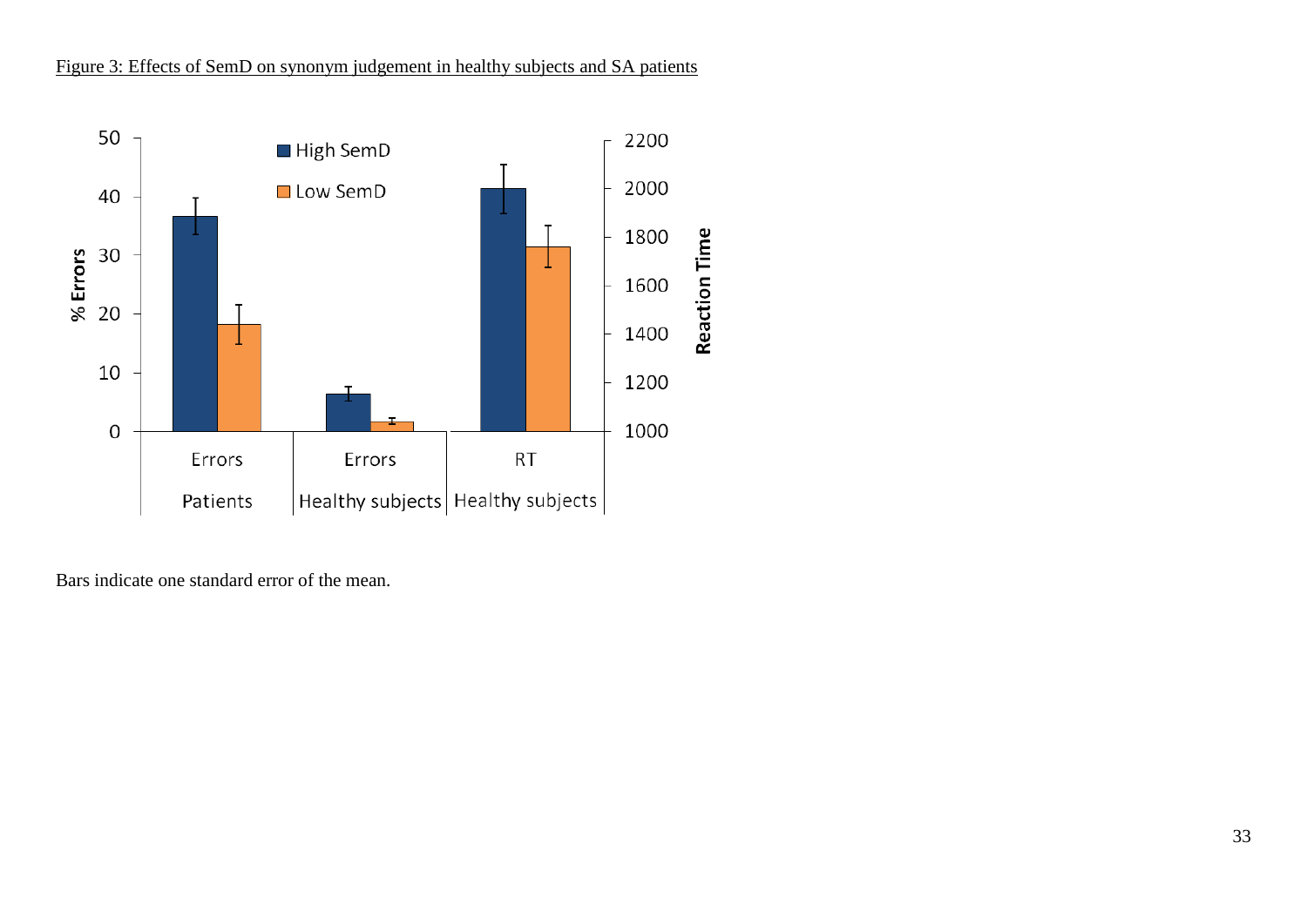Figure 3: Effects of SemD on synonym judgement in healthy subjects and SA patients

Bars indicate one standard error of the mean.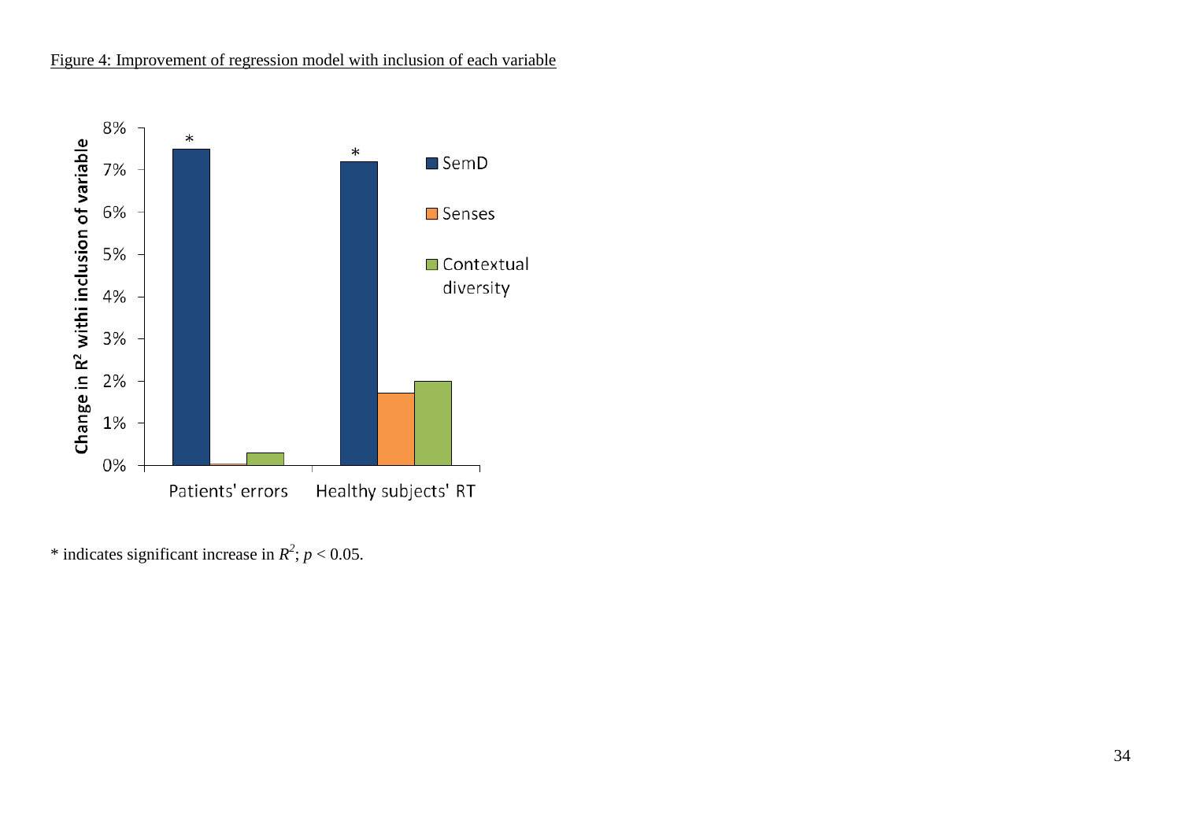Figure 4: Improvement of regression model with inclusion of each variable

Change in R² withi inclusion of variable

8%
7%
6%
5%
4%
3%
2%
1%
0%

*
*

SemD
Senses
Contextual diversity

Patients' errors
Healthy subjects' RT

* indicates significant increase in $R^2$; $p < 0.05$.